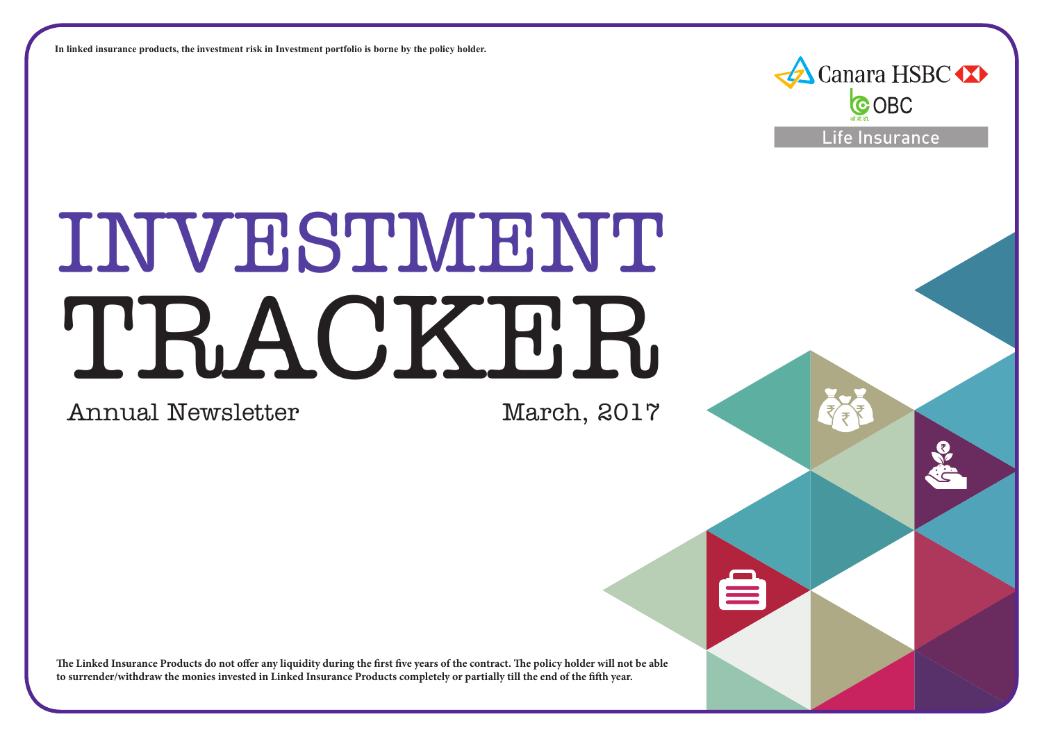**In linked insurance products, the investment risk in Investment portfolio is borne by the policy holder.**

Canara HSBC OBC Life Insurance

# INVESTMENT TRACKER

Annual Newsletter

March, 2017

**The Linked Insurance Products do not offer any liquidity during the first five years of the contract. The policy holder will not be able to surrender/withdraw the monies invested in Linked Insurance Products completely or partially till the end of the fifth year.**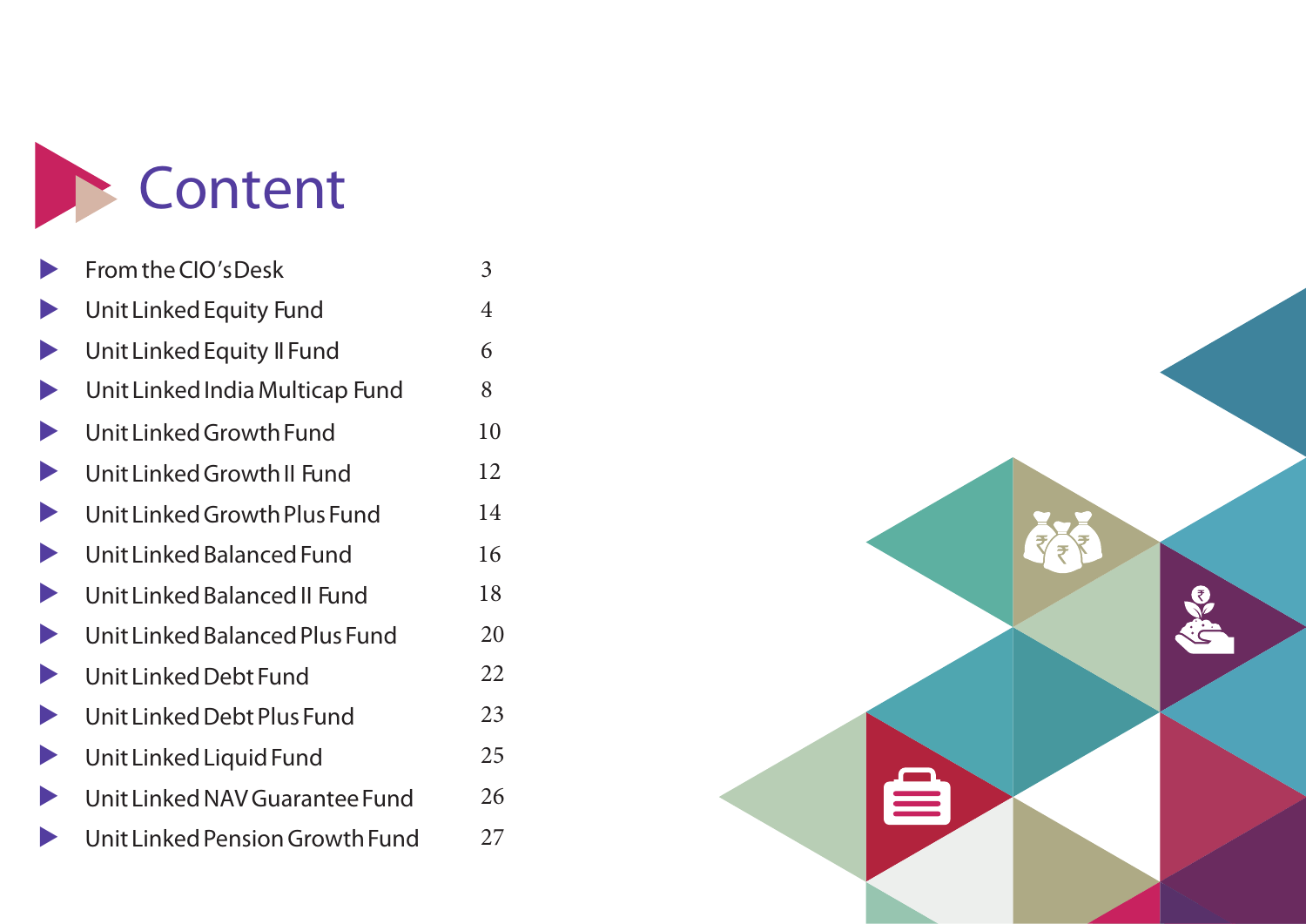# Content

| | |
|---|---|
| From the CIO's Desk | 3 |
| Unit Linked Equity Fund | 4 |
| Unit Linked Equity II Fund | 6 |
| Unit Linked India Multicap Fund | 8 |
| Unit Linked Growth Fund | 10 |
| Unit Linked Growth II Fund | 12 |
| Unit Linked Growth Plus Fund | 14 |
| Unit Linked Balanced Fund | 16 |
| Unit Linked Balanced II Fund | 18 |
| Unit Linked Balanced Plus Fund | 20 |
| Unit Linked Debt Fund | 22 |
| Unit Linked Debt Plus Fund | 23 |
| Unit Linked Liquid Fund | 25 |
| Unit Linked NAV Guarantee Fund | 26 |
| Unit Linked Pension Growth Fund | 27 |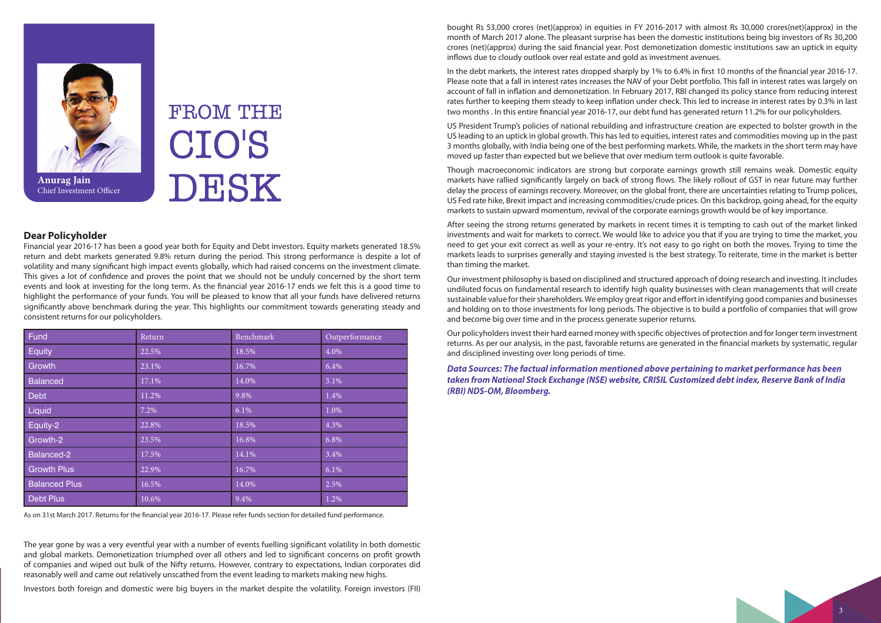# FROM THE CIO'S DESK

**Anurag Jain**
Chief Investment Officer

## Dear Policyholder

Financial year 2016-17 has been a good year both for Equity and Debt investors. Equity markets generated 18.5% return and debt markets generated 9.8% return during the period. This strong performance is despite a lot of volatility and many significant high impact events globally, which had raised concerns on the investment climate. This gives a lot of confidence and proves the point that we should not be unduly concerned by the short term events and look at investing for the long term. As the financial year 2016-17 ends we felt this is a good time to highlight the performance of your funds. You will be pleased to know that all your funds have delivered returns significantly above benchmark during the year. This highlights our commitment towards generating steady and consistent returns for our policyholders.

| Fund | Return | Benchmark | Outperformance |
|---|---|---|---|
| Equity | 22.5% | 18.5% | 4.0% |
| Growth | 23.1% | 16.7% | 6.4% |
| Balanced | 17.1% | 14.0% | 3.1% |
| Debt | 11.2% | 9.8% | 1.4% |
| Liquid | 7.2% | 6.1% | 1.0% |
| Equity-2 | 22.8% | 18.5% | 4.3% |
| Growth-2 | 23.5% | 16.8% | 6.8% |
| Balanced-2 | 17.5% | 14.1% | 3.4% |
| Growth Plus | 22.9% | 16.7% | 6.1% |
| Balanced Plus | 16.5% | 14.0% | 2.5% |
| Debt Plus | 10.6% | 9.4% | 1.2% |

As on 31st March 2017. Returns for the financial year 2016-17. Please refer funds section for detailed fund performance.

The year gone by was a very eventful year with a number of events fuelling significant volatility in both domestic and global markets. Demonetization triumphed over all others and led to significant concerns on profit growth of companies and wiped out bulk of the Nifty returns. However, contrary to expectations, Indian corporates did reasonably well and came out relatively unscathed from the event leading to markets making new highs.

Investors both foreign and domestic were big buyers in the market despite the volatility. Foreign investors (FII) bought Rs 53,000 crores (net)(approx) in equities in FY 2016-2017 with almost Rs 30,000 crores(net)(approx) in the month of March 2017 alone. The pleasant surprise has been the domestic institutions being big investors of Rs 30,200 crores (net)(approx) during the said financial year. Post demonetization domestic institutions saw an uptick in equity inflows due to cloudy outlook over real estate and gold as investment avenues.

In the debt markets, the interest rates dropped sharply by 1% to 6.4% in first 10 months of the financial year 2016-17. Please note that a fall in interest rates increases the NAV of your Debt portfolio. This fall in interest rates was largely on account of fall in inflation and demonetization. In February 2017, RBI changed its policy stance from reducing interest rates further to keeping them steady to keep inflation under check. This led to increase in interest rates by 0.3% in last two months . In this entire financial year 2016-17, our debt fund has generated return 11.2% for our policyholders.

US President Trump's policies of national rebuilding and infrastructure creation are expected to bolster growth in the US leading to an uptick in global growth. This has led to equities, interest rates and commodities moving up in the past 3 months globally, with India being one of the best performing markets. While, the markets in the short term may have moved up faster than expected but we believe that over medium term outlook is quite favorable.

Though macroeconomic indicators are strong but corporate earnings growth still remains weak. Domestic equity markets have rallied significantly largely on back of strong flows. The likely rollout of GST in near future may further delay the process of earnings recovery. Moreover, on the global front, there are uncertainties relating to Trump polices, US Fed rate hike, Brexit impact and increasing commodities/crude prices. On this backdrop, going ahead, for the equity markets to sustain upward momentum, revival of the corporate earnings growth would be of key importance.

After seeing the strong returns generated by markets in recent times it is tempting to cash out of the market linked investments and wait for markets to correct. We would like to advice you that if you are trying to time the market, you need to get your exit correct as well as your re-entry. It's not easy to go right on both the moves. Trying to time the markets leads to surprises generally and staying invested is the best strategy. To reiterate, time in the market is better than timing the market.

Our investment philosophy is based on disciplined and structured approach of doing research and investing. It includes undiluted focus on fundamental research to identify high quality businesses with clean managements that will create sustainable value for their shareholders. We employ great rigor and effort in identifying good companies and businesses and holding on to those investments for long periods. The objective is to build a portfolio of companies that will grow and become big over time and in the process generate superior returns.

Our policyholders invest their hard earned money with specific objectives of protection and for longer term investment returns. As per our analysis, in the past, favorable returns are generated in the financial markets by systematic, regular and disciplined investing over long periods of time.

***Data Sources: The factual information mentioned above pertaining to market performance has been taken from National Stock Exchange (NSE) website, CRISIL Customized debt index, Reserve Bank of India (RBI) NDS-OM, Bloomberg.***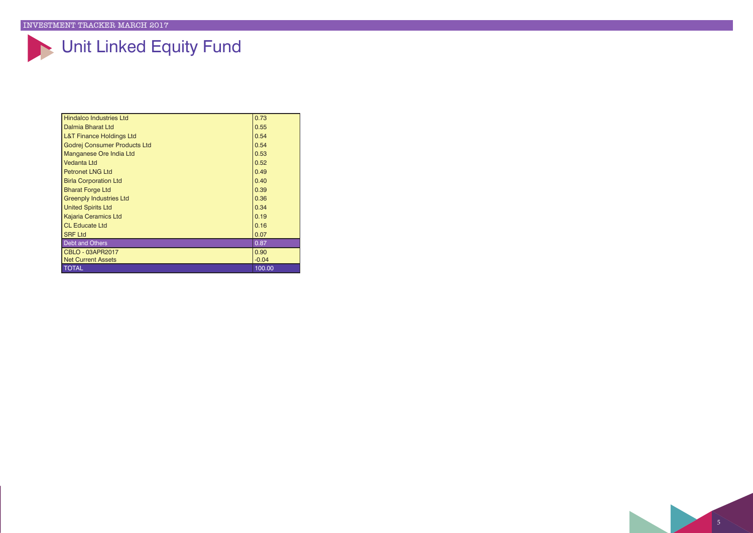# Unit Linked Equity Fund

| | |
|---|---|
| Hindalco Industries Ltd | 0.73 |
| Dalmia Bharat Ltd | 0.55 |
| L&T Finance Holdings Ltd | 0.54 |
| Godrej Consumer Products Ltd | 0.54 |
| Manganese Ore India Ltd | 0.53 |
| Vedanta Ltd | 0.52 |
| Petronet LNG Ltd | 0.49 |
| Birla Corporation Ltd | 0.40 |
| Bharat Forge Ltd | 0.39 |
| Greenply Industries Ltd | 0.36 |
| United Spirits Ltd | 0.34 |
| Kajaria Ceramics Ltd | 0.19 |
| CL Educate Ltd | 0.16 |
| SRF Ltd | 0.07 |
| Debt and Others | 0.87 |
| CBLO - 03APR2017 | 0.90 |
| Net Current Assets | -0.04 |
| TOTAL | 100.00 |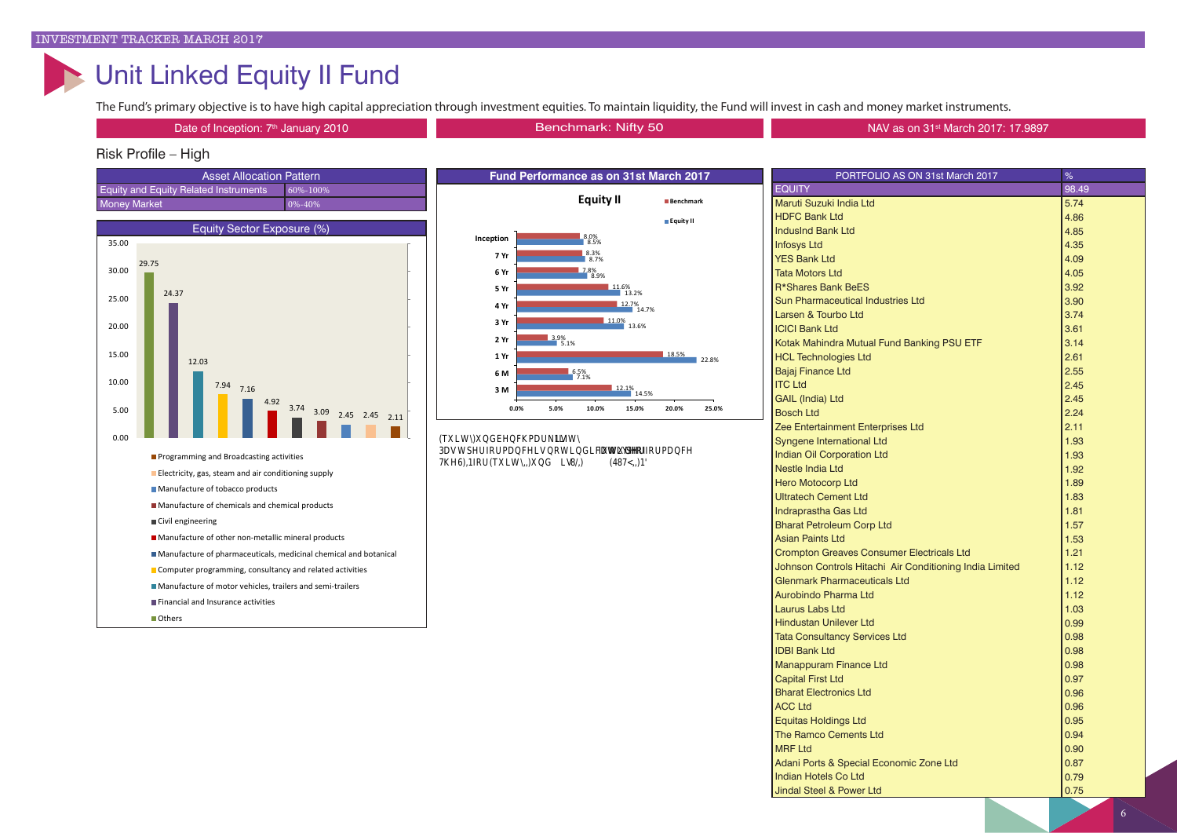# Unit Linked Equity II Fund

The Fund's primary objective is to have high capital appreciation through investment equities. To maintain liquidity, the Fund will invest in cash and money market instruments.

| Date of Inception: 7th January 2010 | Benchmark: Nifty 50 | NAV as on 31st March 2017: 17.9897 |
|---|---|---|

Risk Profile – High

| Asset Allocation Pattern | |
|---|---|
| Equity and Equity Related Instruments | 60%-100% |
| Money Market | 0%-40% |

**Equity Sector Exposure (%)**

| Sector | % |
|---|---|
| Others | 29.75 |
| Financial and Insurance activities | 24.37 |
| Manufacture of motor vehicles, trailers and semi-trailers | 12.03 |
| Computer programming, consultancy and related activities | 7.94 |
| Manufacture of pharmaceuticals, medicinal chemical and botanical | 7.16 |
| Manufacture of other non-metallic mineral products | 4.92 |
| Civil engineering | 3.74 |
| Manufacture of chemicals and chemical products | 3.09 |
| Manufacture of tobacco products | 2.45 |
| Electricity, gas, steam and air conditioning supply | 2.45 |
| Programming and Broadcasting activities | 2.11 |

**Fund Performance as on 31st March 2017**

Equity II

| Period | Benchmark | Equity II |
|---|---|---|
| Inception | 8.0% | 8.5% |
| 7 Yr | 8.3% | 8.7% |
| 6 Yr | 7.8% | 8.9% |
| 5 Yr | 11.6% | 13.2% |
| 4 Yr | 12.7% | 14.7% |
| 3 Yr | 11.0% | 13.6% |
| 2 Yr | 3.9% | 5.1% |
| 1 Yr | 18.5% | 22.8% |
| 6 M | 6.5% | 7.1% |
| 3 M | 12.1% | 14.5% |

Equity II Fund benchmark is Nifty 50
Past performance is not indicative of future performance
The SFIN for Equity II Fund is ULIF 013 07/01/10 EQUITYIIFND 122

| PORTFOLIO AS ON 31st March 2017 | % |
|---|---|
| EQUITY | 98.49 |
| Maruti Suzuki India Ltd | 5.74 |
| HDFC Bank Ltd | 4.86 |
| IndusInd Bank Ltd | 4.85 |
| Infosys Ltd | 4.35 |
| YES Bank Ltd | 4.09 |
| Tata Motors Ltd | 4.05 |
| R*Shares Bank BeES | 3.92 |
| Sun Pharmaceutical Industries Ltd | 3.90 |
| Larsen & Turbo Ltd | 3.74 |
| ICICI Bank Ltd | 3.61 |
| Kotak Mahindra Mutual Fund Banking PSU ETF | 3.14 |
| HCL Technologies Ltd | 2.61 |
| Bajaj Finance Ltd | 2.55 |
| ITC Ltd | 2.45 |
| GAIL (India) Ltd | 2.45 |
| Bosch Ltd | 2.24 |
| Zee Entertainment Enterprises Ltd | 2.11 |
| Syngene International Ltd | 1.93 |
| Indian Oil Corporation Ltd | 1.93 |
| Nestle India Ltd | 1.92 |
| Hero Motocorp Ltd | 1.89 |
| Ultratech Cement Ltd | 1.83 |
| Indraprastha Gas Ltd | 1.81 |
| Bharat Petroleum Corp Ltd | 1.57 |
| Asian Paints Ltd | 1.53 |
| Crompton Greaves Consumer Electricals Ltd | 1.21 |
| Johnson Controls Hitachi Air Conditioning India Limited | 1.12 |
| Glenmark Pharmaceuticals Ltd | 1.12 |
| Aurobindo Pharma Ltd | 1.12 |
| Laurus Labs Ltd | 1.03 |
| Hindustan Unilever Ltd | 0.99 |
| Tata Consultancy Services Ltd | 0.98 |
| IDBI Bank Ltd | 0.98 |
| Manappuram Finance Ltd | 0.98 |
| Capital First Ltd | 0.97 |
| Bharat Electronics Ltd | 0.96 |
| ACC Ltd | 0.96 |
| Equitas Holdings Ltd | 0.95 |
| The Ramco Cements Ltd | 0.94 |
| MRF Ltd | 0.90 |
| Adani Ports & Special Economic Zone Ltd | 0.87 |
| Indian Hotels Co Ltd | 0.79 |
| Jindal Steel & Power Ltd | 0.75 |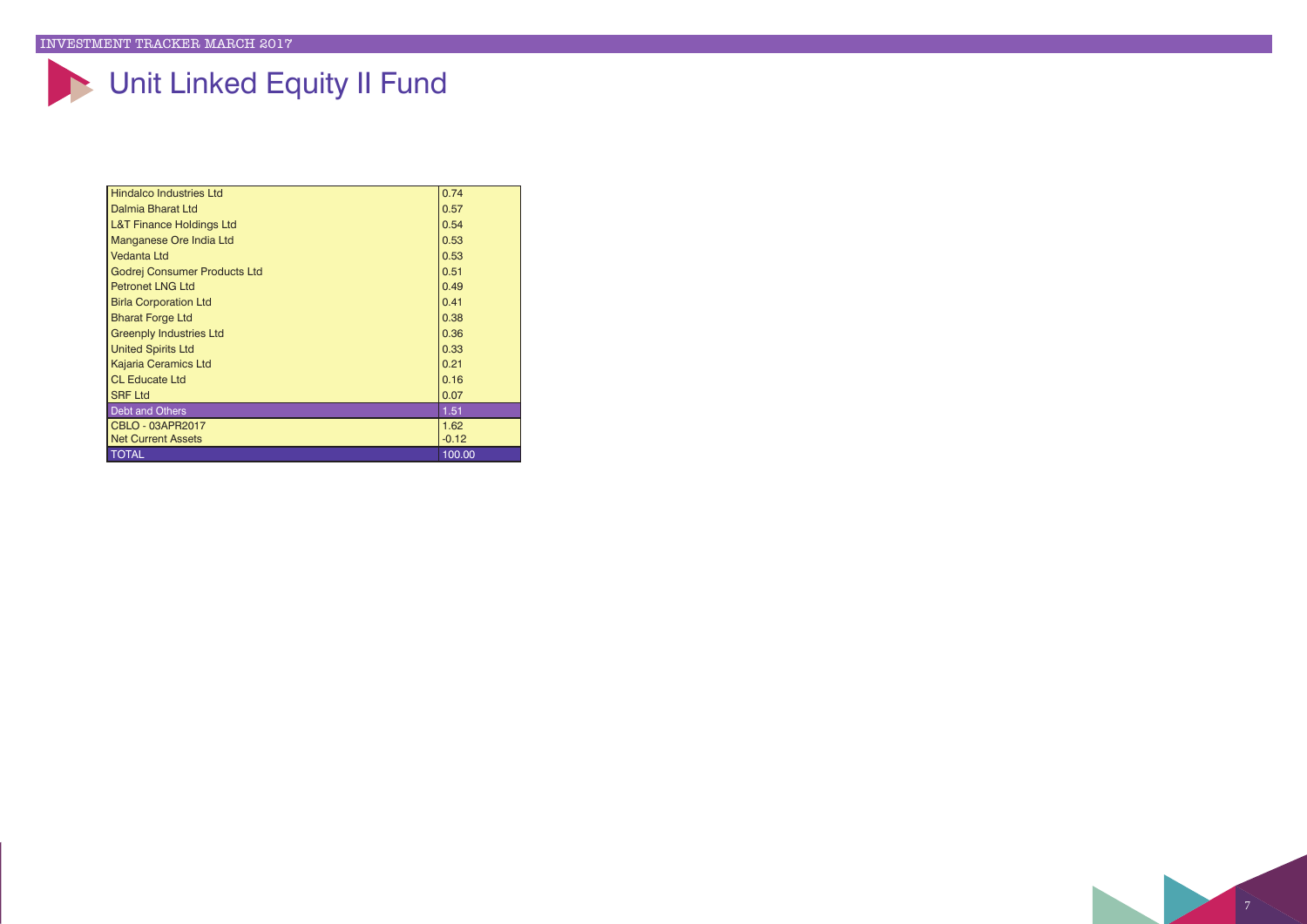# Unit Linked Equity II Fund

| | |
|---|---|
| Hindalco Industries Ltd | 0.74 |
| Dalmia Bharat Ltd | 0.57 |
| L&T Finance Holdings Ltd | 0.54 |
| Manganese Ore India Ltd | 0.53 |
| Vedanta Ltd | 0.53 |
| Godrej Consumer Products Ltd | 0.51 |
| Petronet LNG Ltd | 0.49 |
| Birla Corporation Ltd | 0.41 |
| Bharat Forge Ltd | 0.38 |
| Greenply Industries Ltd | 0.36 |
| United Spirits Ltd | 0.33 |
| Kajaria Ceramics Ltd | 0.21 |
| CL Educate Ltd | 0.16 |
| SRF Ltd | 0.07 |
| **Debt and Others** | **1.51** |
| CBLO - 03APR2017 | 1.62 |
| Net Current Assets | -0.12 |
| **TOTAL** | **100.00** |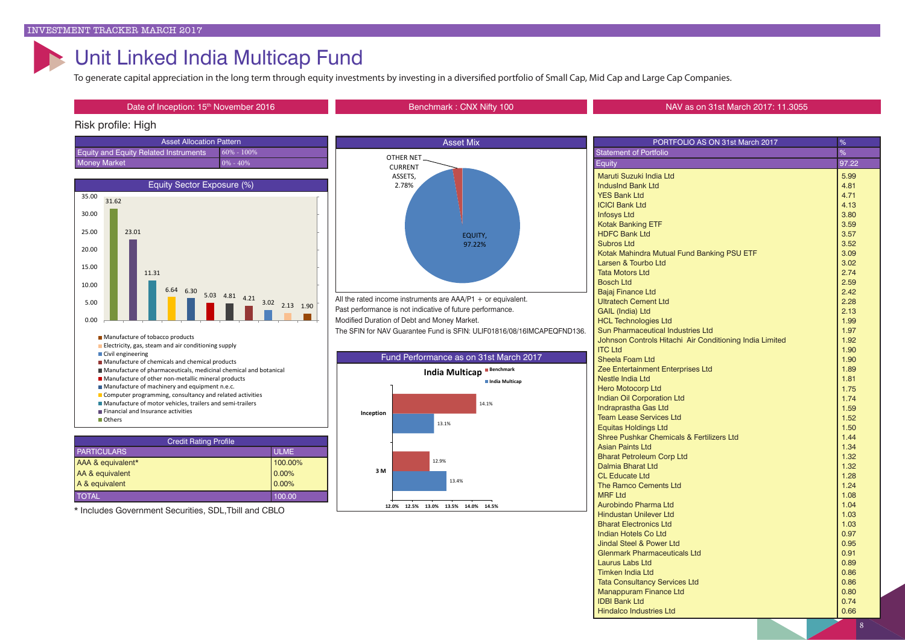# Unit Linked India Multicap Fund

To generate capital appreciation in the long term through equity investments by investing in a diversified portfolio of Small Cap, Mid Cap and Large Cap Companies.

Date of Inception: 15th November 2016

Benchmark : CNX Nifty 100

NAV as on 31st March 2017: 11.3055

Risk profile: High

| Asset Allocation Pattern | |
|---|---|
| Equity and Equity Related Instruments | 60% - 100% |
| Money Market | 0% - 40% |

**Equity Sector Exposure (%)**

| Sector | % |
|---|---|
| Others | 31.62 |
| Financial and Insurance activities | 23.01 |
| Manufacture of motor vehicles, trailers and semi-trailers | 11.31 |
| Computer programming, consultancy and related activities | 6.64 |
| Manufacture of machinery and equipment n.e.c. | 6.30 |
| Manufacture of other non-metallic mineral products | 5.03 |
| Manufacture of pharmaceuticals, medicinal chemical and botanical | 4.81 |
| Manufacture of chemicals and chemical products | 4.21 |
| Civil engineering | 3.02 |
| Electricity, gas, steam and air conditioning supply | 2.13 |
| Manufacture of tobacco products | 1.90 |

**Asset Mix**

| Asset | % |
|---|---|
| EQUITY | 97.22% |
| OTHER NET CURRENT ASSETS | 2.78% |

All the rated income instruments are AAA/P1 + or equivalent.

Past performance is not indicative of future performance.

Modified Duration of Debt and Money Market.

The SFIN for NAV Guarantee Fund is SFIN: ULIF01816/08/16IMCAPEQFND136.

**Fund Performance as on 31st March 2017**

| Period | Benchmark | India Multicap |
|---|---|---|
| Inception | 14.1% | 13.1% |
| 3 M | 12.9% | 13.4% |

| Credit Rating Profile | |
|---|---|
| PARTICULARS | ULME |
| AAA & equivalent* | 100.00% |
| AA & equivalent | 0.00% |
| A & equivalent | 0.00% |
| TOTAL | 100.00 |

\* Includes Government Securities, SDL,Tbill and CBLO

| PORTFOLIO AS ON 31st March 2017 | % |
|---|---|
| Statement of Portfolio | % |
| Equity | 97.22 |
| Maruti Suzuki India Ltd | 5.99 |
| IndusInd Bank Ltd | 4.81 |
| YES Bank Ltd | 4.71 |
| ICICI Bank Ltd | 4.13 |
| Infosys Ltd | 3.80 |
| Kotak Banking ETF | 3.59 |
| HDFC Bank Ltd | 3.57 |
| Subros Ltd | 3.52 |
| Kotak Mahindra Mutual Fund Banking PSU ETF | 3.09 |
| Larsen & Tourbo Ltd | 3.02 |
| Tata Motors Ltd | 2.74 |
| Bosch Ltd | 2.59 |
| Bajaj Finance Ltd | 2.42 |
| Ultratech Cement Ltd | 2.28 |
| GAIL (India) Ltd | 2.13 |
| HCL Technologies Ltd | 1.99 |
| Sun Pharmaceutical Industries Ltd | 1.97 |
| Johnson Controls Hitachi Air Conditioning India Limited | 1.92 |
| ITC Ltd | 1.90 |
| Sheela Foam Ltd | 1.90 |
| Zee Entertainment Enterprises Ltd | 1.89 |
| Nestle India Ltd | 1.81 |
| Hero Motocorp Ltd | 1.75 |
| Indian Oil Corporation Ltd | 1.74 |
| Indraprastha Gas Ltd | 1.59 |
| Team Lease Services Ltd | 1.52 |
| Equitas Holdings Ltd | 1.50 |
| Shree Pushkar Chemicals & Fertilizers Ltd | 1.44 |
| Asian Paints Ltd | 1.34 |
| Bharat Petroleum Corp Ltd | 1.32 |
| Dalmia Bharat Ltd | 1.32 |
| CL Educate Ltd | 1.28 |
| The Ramco Cements Ltd | 1.24 |
| MRF Ltd | 1.08 |
| Aurobindo Pharma Ltd | 1.04 |
| Hindustan Unilever Ltd | 1.03 |
| Bharat Electronics Ltd | 1.03 |
| Indian Hotels Co Ltd | 0.97 |
| Jindal Steel & Power Ltd | 0.95 |
| Glenmark Pharmaceuticals Ltd | 0.91 |
| Laurus Labs Ltd | 0.89 |
| Timken India Ltd | 0.86 |
| Tata Consultancy Services Ltd | 0.86 |
| Manappuram Finance Ltd | 0.80 |
| IDBI Bank Ltd | 0.74 |
| Hindalco Industries Ltd | 0.66 |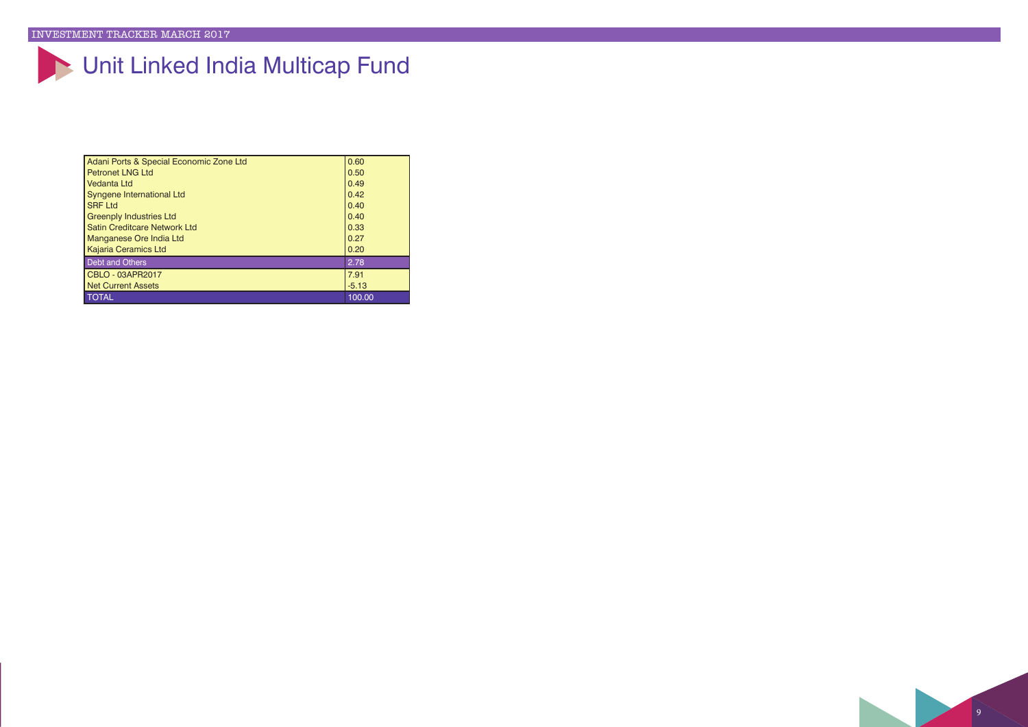# Unit Linked India Multicap Fund

| | |
|---|---|
| Adani Ports & Special Economic Zone Ltd | 0.60 |
| Petronet LNG Ltd | 0.50 |
| Vedanta Ltd | 0.49 |
| Syngene International Ltd | 0.42 |
| SRF Ltd | 0.40 |
| Greenply Industries Ltd | 0.40 |
| Satin Creditcare Network Ltd | 0.33 |
| Manganese Ore India Ltd | 0.27 |
| Kajaria Ceramics Ltd | 0.20 |
| Debt and Others | 2.78 |
| CBLO - 03APR2017 | 7.91 |
| Net Current Assets | -5.13 |
| TOTAL | 100.00 |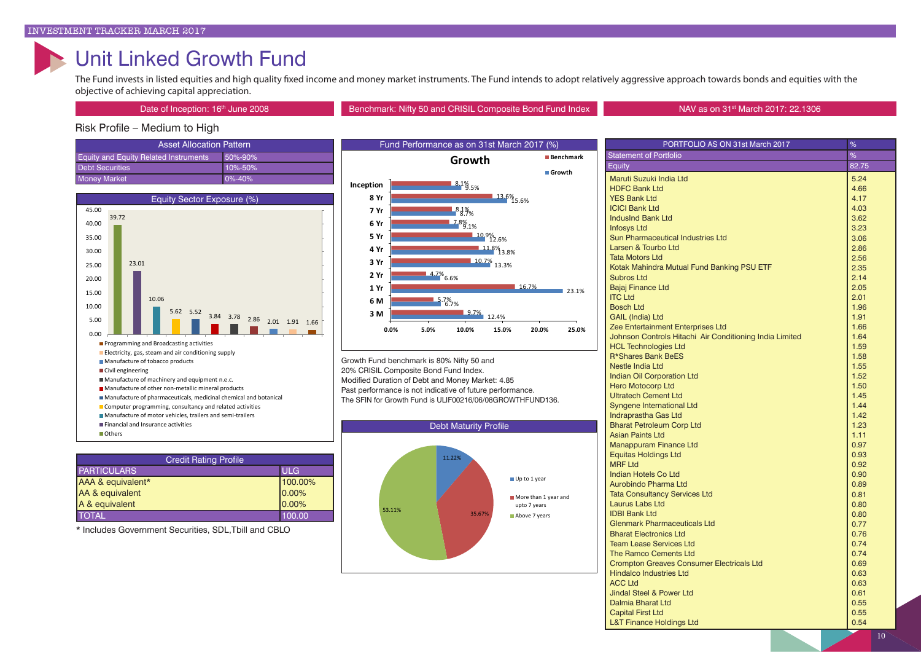# Unit Linked Growth Fund

The Fund invests in listed equities and high quality fixed income and money market instruments. The Fund intends to adopt relatively aggressive approach towards bonds and equities with the objective of achieving capital appreciation.

Date of Inception: 16th June 2008 | Benchmark: Nifty 50 and CRISIL Composite Bond Fund Index | NAV as on 31st March 2017: 22.1306

Risk Profile – Medium to High

| Asset Allocation Pattern | |
|---|---|
| Equity and Equity Related Instruments | 50%-90% |
| Debt Securities | 10%-50% |
| Money Market | 0%-40% |

**Equity Sector Exposure (%)**

| Sector | % |
|---|---|
| Others | 39.72 |
| Financial and Insurance activities | 23.01 |
| Manufacture of motor vehicles, trailers and semi-trailers | 10.06 |
| Computer programming, consultancy and related activities | 5.62 |
| Manufacture of pharmaceuticals, medicinal chemical and botanical | 5.52 |
| Manufacture of other non-metallic mineral products | 3.84 |
| Manufacture of machinery and equipment n.e.c. | 3.78 |
| Civil engineering | 2.86 |
| Manufacture of tobacco products | 2.01 |
| Electricity, gas, steam and air conditioning supply | 1.91 |
| Programming and Broadcasting activities | 1.66 |

**Fund Performance as on 31st March 2017 (%)**

| Period | Benchmark | Growth |
|---|---|---|
| Inception | 8.1% | 9.5% |
| 8 Yr | 13.6% | 15.6% |
| 7 Yr | 8.1% | 8.7% |
| 6 Yr | 7.8% | 9.1% |
| 5 Yr | 10.9% | 12.6% |
| 4 Yr | 11.8% | 13.8% |
| 3 Yr | 10.7% | 13.3% |
| 2 Yr | 4.7% | 6.6% |
| 1 Yr | 16.7% | 23.1% |
| 6 M | 5.7% | 6.7% |
| 3 M | 9.7% | 12.4% |

Growth Fund benchmark is 80% Nifty 50 and 20% CRISIL Composite Bond Fund Index.
Modified Duration of Debt and Money Market: 4.85
Past performance is not indicative of future performance.
The SFIN for Growth Fund is ULIF00216/06/08GROWTHFUND136.

**Debt Maturity Profile**

| Maturity | % |
|---|---|
| Up to 1 year | 11.22% |
| More than 1 year and upto 7 years | 35.67% |
| Above 7 years | 53.11% |

| Credit Rating Profile | |
|---|---|
| PARTICULARS | ULG |
| AAA & equivalent* | 100.00% |
| AA & equivalent | 0.00% |
| A & equivalent | 0.00% |
| TOTAL | 100.00 |

\* Includes Government Securities, SDL,Tbill and CBLO

| PORTFOLIO AS ON 31st March 2017 | % |
|---|---|
| Statement of Portfolio | % |
| Equity | 82.75 |
| Maruti Suzuki India Ltd | 5.24 |
| HDFC Bank Ltd | 4.66 |
| YES Bank Ltd | 4.17 |
| ICICI Bank Ltd | 4.03 |
| IndusInd Bank Ltd | 3.62 |
| Infosys Ltd | 3.23 |
| Sun Pharmaceutical Industries Ltd | 3.06 |
| Larsen & Tourbo Ltd | 2.86 |
| Tata Motors Ltd | 2.56 |
| Kotak Mahindra Mutual Fund Banking PSU ETF | 2.35 |
| Subros Ltd | 2.14 |
| Bajaj Finance Ltd | 2.05 |
| ITC Ltd | 2.01 |
| Bosch Ltd | 1.96 |
| GAIL (India) Ltd | 1.91 |
| Zee Entertainment Enterprises Ltd | 1.66 |
| Johnson Controls Hitachi Air Conditioning India Limited | 1.64 |
| HCL Technologies Ltd | 1.59 |
| R*Shares Bank BeES | 1.58 |
| Nestle India Ltd | 1.55 |
| Indian Oil Corporation Ltd | 1.52 |
| Hero Motocorp Ltd | 1.50 |
| Ultratech Cement Ltd | 1.45 |
| Syngene International Ltd | 1.44 |
| Indraprastha Gas Ltd | 1.42 |
| Bharat Petroleum Corp Ltd | 1.23 |
| Asian Paints Ltd | 1.11 |
| Manappuram Finance Ltd | 0.97 |
| Equitas Holdings Ltd | 0.93 |
| MRF Ltd | 0.92 |
| Indian Hotels Co Ltd | 0.90 |
| Aurobindo Pharma Ltd | 0.89 |
| Tata Consultancy Services Ltd | 0.81 |
| Laurus Labs Ltd | 0.80 |
| IDBI Bank Ltd | 0.80 |
| Glenmark Pharmaceuticals Ltd | 0.77 |
| Bharat Electronics Ltd | 0.76 |
| Team Lease Services Ltd | 0.74 |
| The Ramco Cements Ltd | 0.74 |
| Crompton Greaves Consumer Electricals Ltd | 0.69 |
| Hindalco Industries Ltd | 0.63 |
| ACC Ltd | 0.63 |
| Jindal Steel & Power Ltd | 0.61 |
| Dalmia Bharat Ltd | 0.55 |
| Capital First Ltd | 0.55 |
| L&T Finance Holdings Ltd | 0.54 |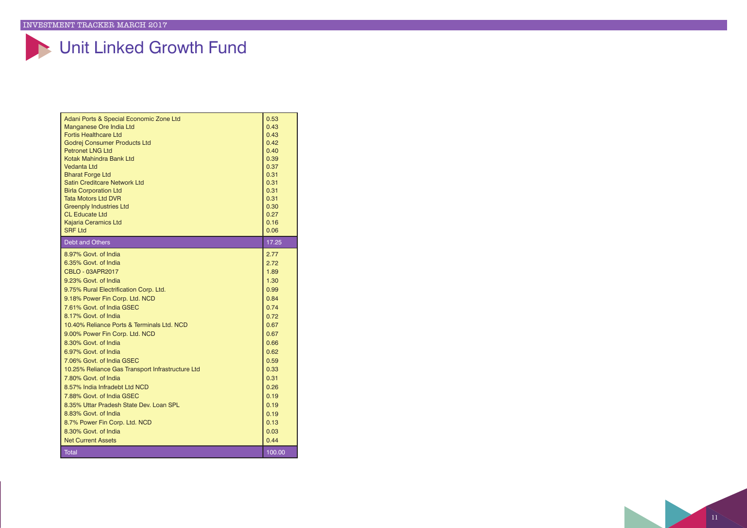# Unit Linked Growth Fund

| | |
|---|---|
| Adani Ports & Special Economic Zone Ltd | 0.53 |
| Manganese Ore India Ltd | 0.43 |
| Fortis Healthcare Ltd | 0.43 |
| Godrej Consumer Products Ltd | 0.42 |
| Petronet LNG Ltd | 0.40 |
| Kotak Mahindra Bank Ltd | 0.39 |
| Vedanta Ltd | 0.37 |
| Bharat Forge Ltd | 0.31 |
| Satin Creditcare Network Ltd | 0.31 |
| Birla Corporation Ltd | 0.31 |
| Tata Motors Ltd DVR | 0.31 |
| Greenply Industries Ltd | 0.30 |
| CL Educate Ltd | 0.27 |
| Kajaria Ceramics Ltd | 0.16 |
| SRF Ltd | 0.06 |
| **Debt and Others** | **17.25** |
| 8.97% Govt. of India | 2.77 |
| 6.35% Govt. of India | 2.72 |
| CBLO - 03APR2017 | 1.89 |
| 9.23% Govt. of India | 1.30 |
| 9.75% Rural Electrification Corp. Ltd. | 0.99 |
| 9.18% Power Fin Corp. Ltd. NCD | 0.84 |
| 7.61% Govt. of India GSEC | 0.74 |
| 8.17% Govt. of India | 0.72 |
| 10.40% Reliance Ports & Terminals Ltd. NCD | 0.67 |
| 9.00% Power Fin Corp. Ltd. NCD | 0.67 |
| 8.30% Govt. of India | 0.66 |
| 6.97% Govt. of India | 0.62 |
| 7.06% Govt. of India GSEC | 0.59 |
| 10.25% Reliance Gas Transport Infrastructure Ltd | 0.33 |
| 7.80% Govt. of India | 0.31 |
| 8.57% India Infradebt Ltd NCD | 0.26 |
| 7.88% Govt. of India GSEC | 0.19 |
| 8.35% Uttar Pradesh State Dev. Loan SPL | 0.19 |
| 8.83% Govt. of India | 0.19 |
| 8.7% Power Fin Corp. Ltd. NCD | 0.13 |
| 8.30% Govt. of India | 0.03 |
| Net Current Assets | 0.44 |
| **Total** | **100.00** |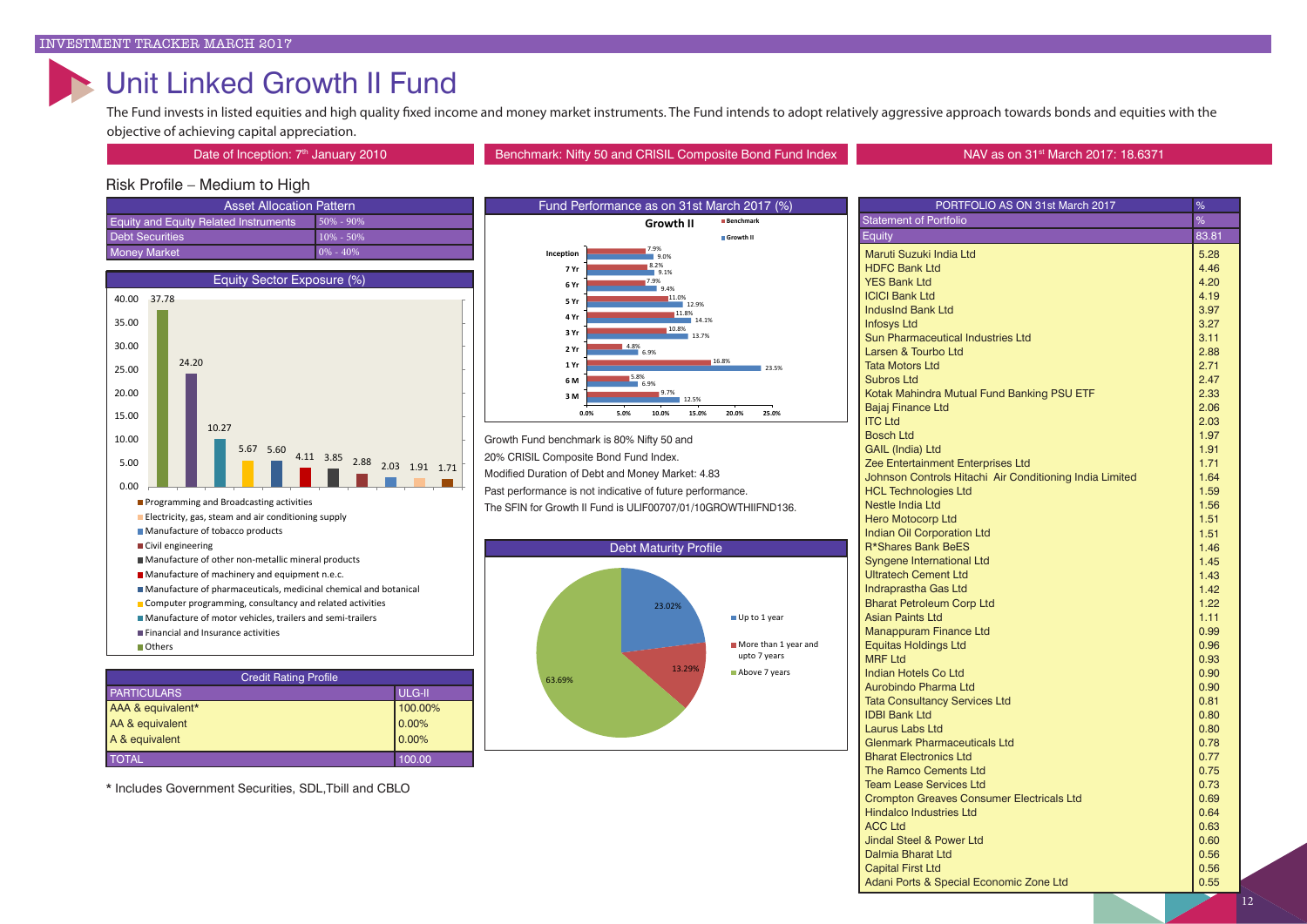# Unit Linked Growth II Fund

The Fund invests in listed equities and high quality fixed income and money market instruments. The Fund intends to adopt relatively aggressive approach towards bonds and equities with the objective of achieving capital appreciation.

Date of Inception: 7th January 2010 | Benchmark: Nifty 50 and CRISIL Composite Bond Fund Index | NAV as on 31st March 2017: 18.6371

## Risk Profile – Medium to High

| Asset Allocation Pattern | |
|---|---|
| Equity and Equity Related Instruments | 50% - 90% |
| Debt Securities | 10% - 50% |
| Money Market | 0% - 40% |

### Equity Sector Exposure (%)

| Sector | % |
|---|---|
| Others | 37.78 |
| Financial and Insurance activities | 24.20 |
| Manufacture of motor vehicles, trailers and semi-trailers | 10.27 |
| Computer programming, consultancy and related activities | 5.67 |
| Manufacture of pharmaceuticals, medicinal chemical and botanical | 5.60 |
| Manufacture of machinery and equipment n.e.c. | 4.11 |
| Manufacture of other non-metallic mineral products | 3.85 |
| Civil engineering | 2.88 |
| Manufacture of tobacco products | 2.03 |
| Electricity, gas, steam and air conditioning supply | 1.91 |
| Programming and Broadcasting activities | 1.71 |

| Credit Rating Profile | |
|---|---|
| PARTICULARS | ULG-II |
| AAA & equivalent* | 100.00% |
| AA & equivalent | 0.00% |
| A & equivalent | 0.00% |
| TOTAL | 100.00 |

\* Includes Government Securities, SDL,Tbill and CBLO

### Fund Performance as on 31st March 2017 (%)

| Period | Benchmark | Growth II |
|---|---|---|
| Inception | 7.9% | 9.0% |
| 7 Yr | 8.2% | 9.1% |
| 6 Yr | 7.9% | 9.4% |
| 5 Yr | 11.0% | 12.9% |
| 4 Yr | 11.8% | 14.1% |
| 3 Yr | 10.8% | 13.7% |
| 2 Yr | 4.8% | 6.9% |
| 1 Yr | 16.8% | 23.5% |
| 6 M | 5.8% | 6.9% |
| 3 M | 9.7% | 12.5% |

Growth Fund benchmark is 80% Nifty 50 and 20% CRISIL Composite Bond Fund Index.

Modified Duration of Debt and Money Market: 4.83

Past performance is not indicative of future performance.

The SFIN for Growth II Fund is ULIF00707/01/10GROWTHIIFND136.

### Debt Maturity Profile

| Maturity | % |
|---|---|
| Up to 1 year | 23.02% |
| More than 1 year and upto 7 years | 13.29% |
| Above 7 years | 63.69% |

| PORTFOLIO AS ON 31st March 2017 | % |
|---|---|
| Statement of Portfolio | % |
| Equity | 83.81 |
| Maruti Suzuki India Ltd | 5.28 |
| HDFC Bank Ltd | 4.46 |
| YES Bank Ltd | 4.20 |
| ICICI Bank Ltd | 4.19 |
| IndusInd Bank Ltd | 3.97 |
| Infosys Ltd | 3.27 |
| Sun Pharmaceutical Industries Ltd | 3.11 |
| Larsen & Tourbo Ltd | 2.88 |
| Tata Motors Ltd | 2.71 |
| Subros Ltd | 2.47 |
| Kotak Mahindra Mutual Fund Banking PSU ETF | 2.33 |
| Bajaj Finance Ltd | 2.06 |
| ITC Ltd | 2.03 |
| Bosch Ltd | 1.97 |
| GAIL (India) Ltd | 1.91 |
| Zee Entertainment Enterprises Ltd | 1.71 |
| Johnson Controls Hitachi Air Conditioning India Limited | 1.64 |
| HCL Technologies Ltd | 1.59 |
| Nestle India Ltd | 1.56 |
| Hero Motocorp Ltd | 1.51 |
| Indian Oil Corporation Ltd | 1.51 |
| R*Shares Bank BeES | 1.46 |
| Syngene International Ltd | 1.45 |
| Ultratech Cement Ltd | 1.43 |
| Indraprastha Gas Ltd | 1.42 |
| Bharat Petroleum Corp Ltd | 1.22 |
| Asian Paints Ltd | 1.11 |
| Manappuram Finance Ltd | 0.99 |
| Equitas Holdings Ltd | 0.96 |
| MRF Ltd | 0.93 |
| Indian Hotels Co Ltd | 0.90 |
| Aurobindo Pharma Ltd | 0.90 |
| Tata Consultancy Services Ltd | 0.81 |
| IDBI Bank Ltd | 0.80 |
| Laurus Labs Ltd | 0.80 |
| Glenmark Pharmaceuticals Ltd | 0.78 |
| Bharat Electronics Ltd | 0.77 |
| The Ramco Cements Ltd | 0.75 |
| Team Lease Services Ltd | 0.73 |
| Crompton Greaves Consumer Electricals Ltd | 0.69 |
| Hindalco Industries Ltd | 0.64 |
| ACC Ltd | 0.63 |
| Jindal Steel & Power Ltd | 0.60 |
| Dalmia Bharat Ltd | 0.56 |
| Capital First Ltd | 0.56 |
| Adani Ports & Special Economic Zone Ltd | 0.55 |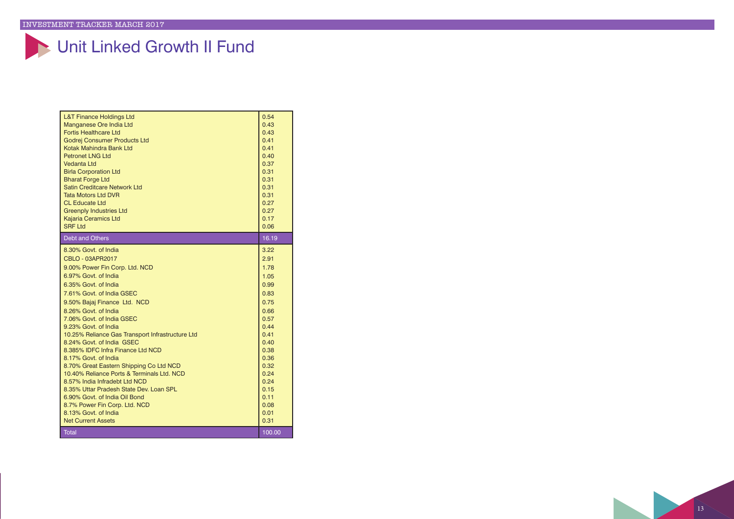# Unit Linked Growth II Fund

| | |
|---|---|
| L&T Finance Holdings Ltd | 0.54 |
| Manganese Ore India Ltd | 0.43 |
| Fortis Healthcare Ltd | 0.43 |
| Godrej Consumer Products Ltd | 0.41 |
| Kotak Mahindra Bank Ltd | 0.41 |
| Petronet LNG Ltd | 0.40 |
| Vedanta Ltd | 0.37 |
| Birla Corporation Ltd | 0.31 |
| Bharat Forge Ltd | 0.31 |
| Satin Creditcare Network Ltd | 0.31 |
| Tata Motors Ltd DVR | 0.31 |
| CL Educate Ltd | 0.27 |
| Greenply Industries Ltd | 0.27 |
| Kajaria Ceramics Ltd | 0.17 |
| SRF Ltd | 0.06 |
| **Debt and Others** | **16.19** |
| 8.30% Govt. of India | 3.22 |
| CBLO - 03APR2017 | 2.91 |
| 9.00% Power Fin Corp. Ltd. NCD | 1.78 |
| 6.97% Govt. of India | 1.05 |
| 6.35% Govt. of India | 0.99 |
| 7.61% Govt. of India GSEC | 0.83 |
| 9.50% Bajaj Finance Ltd. NCD | 0.75 |
| 8.26% Govt. of India | 0.66 |
| 7.06% Govt. of India GSEC | 0.57 |
| 9.23% Govt. of India | 0.44 |
| 10.25% Reliance Gas Transport Infrastructure Ltd | 0.41 |
| 8.24% Govt. of India GSEC | 0.40 |
| 8.385% IDFC Infra Finance Ltd NCD | 0.38 |
| 8.17% Govt. of India | 0.36 |
| 8.70% Great Eastern Shipping Co Ltd NCD | 0.32 |
| 10.40% Reliance Ports & Terminals Ltd. NCD | 0.24 |
| 8.57% India Infradebt Ltd NCD | 0.24 |
| 8.35% Uttar Pradesh State Dev. Loan SPL | 0.15 |
| 6.90% Govt. of India Oil Bond | 0.11 |
| 8.7% Power Fin Corp. Ltd. NCD | 0.08 |
| 8.13% Govt. of India | 0.01 |
| Net Current Assets | 0.31 |
| **Total** | **100.00** |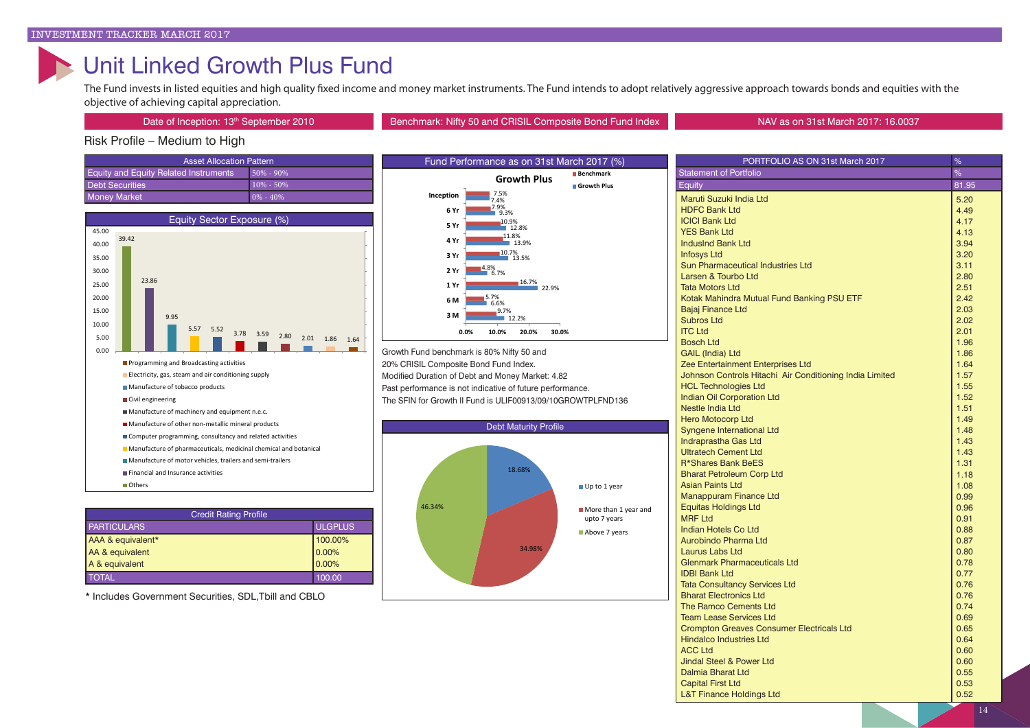# Unit Linked Growth Plus Fund

The Fund invests in listed equities and high quality fixed income and money market instruments. The Fund intends to adopt relatively aggressive approach towards bonds and equities with the objective of achieving capital appreciation.

Date of Inception: 13th September 2010

Benchmark: Nifty 50 and CRISIL Composite Bond Fund Index

NAV as on 31st March 2017: 16.0037

Risk Profile – Medium to High

| Asset Allocation Pattern | |
|---|---|
| Equity and Equity Related Instruments | 50% - 90% |
| Debt Securities | 10% - 50% |
| Money Market | 0% - 40% |

**Equity Sector Exposure (%)**

| Sector | % |
|---|---|
| Others | 39.42 |
| Financial and Insurance activities | 23.86 |
| Manufacture of motor vehicles, trailers and semi-trailers | 9.95 |
| Manufacture of pharmaceuticals, medicinal chemical and botanical | 5.57 |
| Computer programming, consultancy and related activities | 5.52 |
| Manufacture of other non-metallic mineral products | 3.78 |
| Manufacture of machinery and equipment n.e.c. | 3.59 |
| Civil engineering | 2.80 |
| Manufacture of tobacco products | 2.01 |
| Electricity, gas, steam and air conditioning supply | 1.86 |
| Programming and Broadcasting activities | 1.64 |

| Credit Rating Profile | |
|---|---|
| PARTICULARS | ULGPLUS |
| AAA & equivalent* | 100.00% |
| AA & equivalent | 0.00% |
| A & equivalent | 0.00% |
| TOTAL | 100.00 |

\* Includes Government Securities, SDL,Tbill and CBLO

**Fund Performance as on 31st March 2017 (%)**

| Period | Benchmark | Growth Plus |
|---|---|---|
| Inception | 7.5% | 7.4% |
| 6 Yr | 7.9% | 9.3% |
| 5 Yr | 10.9% | 12.8% |
| 4 Yr | 11.8% | 13.9% |
| 3 Yr | 10.7% | 13.5% |
| 2 Yr | 4.8% | 6.7% |
| 1 Yr | 16.7% | 22.9% |
| 6 M | 5.7% | 6.6% |
| 3 M | 9.7% | 12.2% |

Growth Fund benchmark is 80% Nifty 50 and 20% CRISIL Composite Bond Fund Index.

Modified Duration of Debt and Money Market: 4.82

Past performance is not indicative of future performance.

The SFIN for Growth II Fund is ULIF00913/09/10GROWTPLFND136

**Debt Maturity Profile**

| Maturity | % |
|---|---|
| Up to 1 year | 18.68% |
| More than 1 year and upto 7 years | 34.98% |
| Above 7 years | 46.34% |

| PORTFOLIO AS ON 31st March 2017 | % |
|---|---|
| Statement of Portfolio | % |
| Equity | 81.95 |
| Maruti Suzuki India Ltd | 5.20 |
| HDFC Bank Ltd | 4.49 |
| ICICI Bank Ltd | 4.17 |
| YES Bank Ltd | 4.13 |
| IndusInd Bank Ltd | 3.94 |
| Infosys Ltd | 3.20 |
| Sun Pharmaceutical Industries Ltd | 3.11 |
| Larsen & Tourbo Ltd | 2.80 |
| Tata Motors Ltd | 2.51 |
| Kotak Mahindra Mutual Fund Banking PSU ETF | 2.42 |
| Bajaj Finance Ltd | 2.03 |
| Subros Ltd | 2.02 |
| ITC Ltd | 2.01 |
| Bosch Ltd | 1.96 |
| GAIL (India) Ltd | 1.86 |
| Zee Entertainment Enterprises Ltd | 1.64 |
| Johnson Controls Hitachi Air Conditioning India Limited | 1.57 |
| HCL Technologies Ltd | 1.55 |
| Indian Oil Corporation Ltd | 1.52 |
| Nestle India Ltd | 1.51 |
| Hero Motocorp Ltd | 1.49 |
| Syngene International Ltd | 1.48 |
| Indraprastha Gas Ltd | 1.43 |
| Ultratech Cement Ltd | 1.43 |
| R*Shares Bank BeES | 1.31 |
| Bharat Petroleum Corp Ltd | 1.18 |
| Asian Paints Ltd | 1.08 |
| Manappuram Finance Ltd | 0.99 |
| Equitas Holdings Ltd | 0.96 |
| MRF Ltd | 0.91 |
| Indian Hotels Co Ltd | 0.88 |
| Aurobindo Pharma Ltd | 0.87 |
| Laurus Labs Ltd | 0.80 |
| Glenmark Pharmaceuticals Ltd | 0.78 |
| IDBI Bank Ltd | 0.77 |
| Tata Consultancy Services Ltd | 0.76 |
| Bharat Electronics Ltd | 0.76 |
| The Ramco Cements Ltd | 0.74 |
| Team Lease Services Ltd | 0.69 |
| Crompton Greaves Consumer Electricals Ltd | 0.65 |
| Hindalco Industries Ltd | 0.64 |
| ACC Ltd | 0.60 |
| Jindal Steel & Power Ltd | 0.60 |
| Dalmia Bharat Ltd | 0.55 |
| Capital First Ltd | 0.53 |
| L&T Finance Holdings Ltd | 0.52 |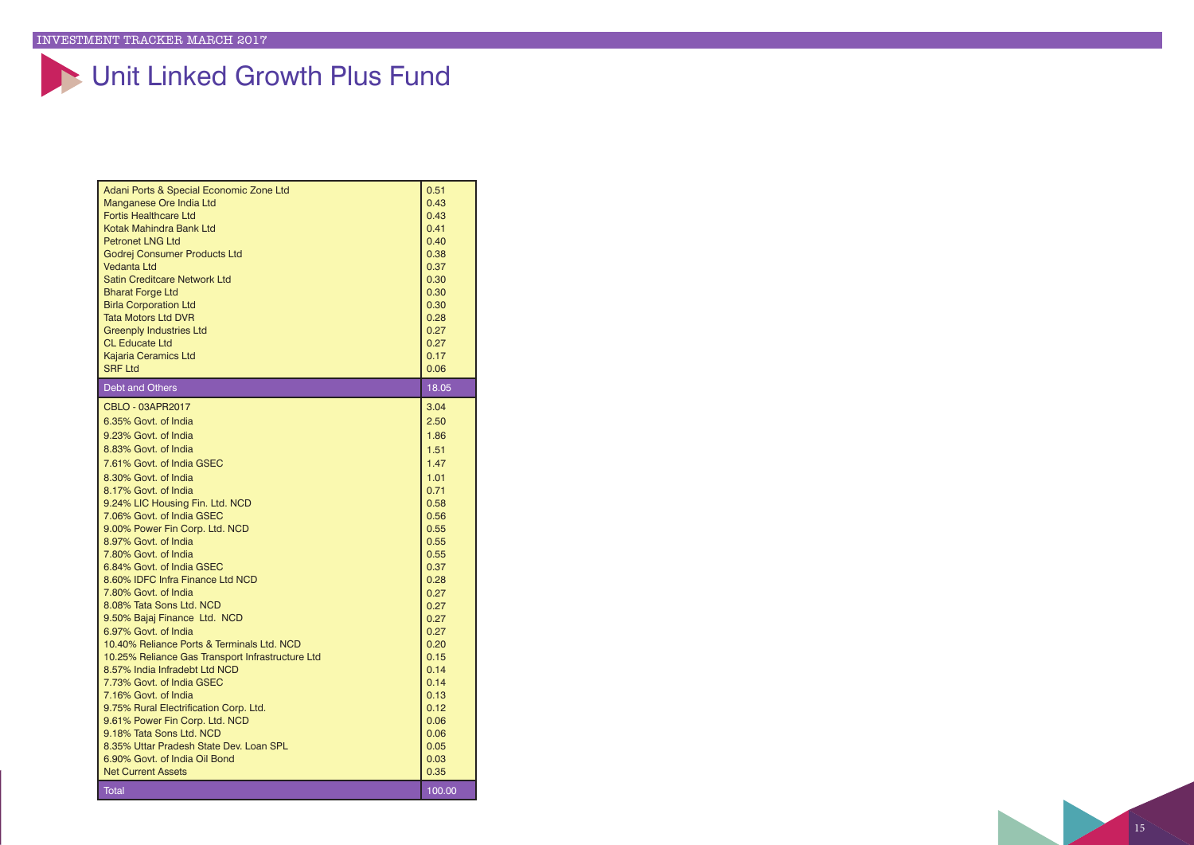# Unit Linked Growth Plus Fund

| | |
|---|---|
| Adani Ports & Special Economic Zone Ltd | 0.51 |
| Manganese Ore India Ltd | 0.43 |
| Fortis Healthcare Ltd | 0.43 |
| Kotak Mahindra Bank Ltd | 0.41 |
| Petronet LNG Ltd | 0.40 |
| Godrej Consumer Products Ltd | 0.38 |
| Vedanta Ltd | 0.37 |
| Satin Creditcare Network Ltd | 0.30 |
| Bharat Forge Ltd | 0.30 |
| Birla Corporation Ltd | 0.30 |
| Tata Motors Ltd DVR | 0.28 |
| Greenply Industries Ltd | 0.27 |
| CL Educate Ltd | 0.27 |
| Kajaria Ceramics Ltd | 0.17 |
| SRF Ltd | 0.06 |
| **Debt and Others** | **18.05** |
| CBLO - 03APR2017 | 3.04 |
| 6.35% Govt. of India | 2.50 |
| 9.23% Govt. of India | 1.86 |
| 8.83% Govt. of India | 1.51 |
| 7.61% Govt. of India GSEC | 1.47 |
| 8.30% Govt. of India | 1.01 |
| 8.17% Govt. of India | 0.71 |
| 9.24% LIC Housing Fin. Ltd. NCD | 0.58 |
| 7.06% Govt. of India GSEC | 0.56 |
| 9.00% Power Fin Corp. Ltd. NCD | 0.55 |
| 8.97% Govt. of India | 0.55 |
| 7.80% Govt. of India | 0.55 |
| 6.84% Govt. of India GSEC | 0.37 |
| 8.60% IDFC Infra Finance Ltd NCD | 0.28 |
| 7.80% Govt. of India | 0.27 |
| 8.08% Tata Sons Ltd. NCD | 0.27 |
| 9.50% Bajaj Finance Ltd. NCD | 0.27 |
| 6.97% Govt. of India | 0.27 |
| 10.40% Reliance Ports & Terminals Ltd. NCD | 0.20 |
| 10.25% Reliance Gas Transport Infrastructure Ltd | 0.15 |
| 8.57% India Infradebt Ltd NCD | 0.14 |
| 7.73% Govt. of India GSEC | 0.14 |
| 7.16% Govt. of India | 0.13 |
| 9.75% Rural Electrification Corp. Ltd. | 0.12 |
| 9.61% Power Fin Corp. Ltd. NCD | 0.06 |
| 9.18% Tata Sons Ltd. NCD | 0.06 |
| 8.35% Uttar Pradesh State Dev. Loan SPL | 0.05 |
| 6.90% Govt. of India Oil Bond | 0.03 |
| Net Current Assets | 0.35 |
| **Total** | **100.00** |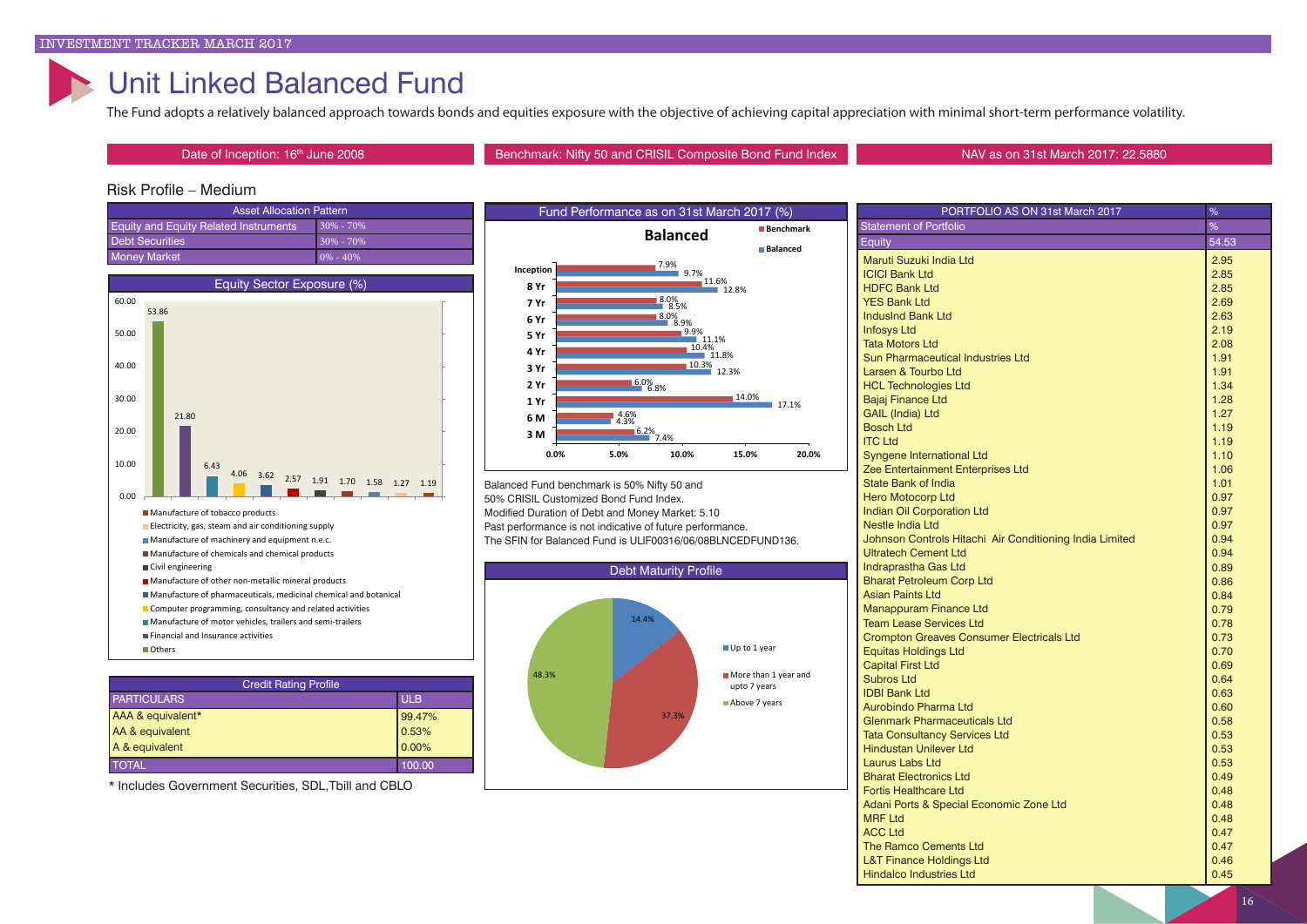# Unit Linked Balanced Fund

The Fund adopts a relatively balanced approach towards bonds and equities exposure with the objective of achieving capital appreciation with minimal short-term performance volatility.

Date of Inception: 16th June 2008

Benchmark: Nifty 50 and CRISIL Composite Bond Fund Index

NAV as on 31st March 2017: 22.5880

## Risk Profile – Medium

| Asset Allocation Pattern | |
|---|---|
| Equity and Equity Related Instruments | 30% - 70% |
| Debt Securities | 30% - 70% |
| Money Market | 0% - 40% |

**Equity Sector Exposure (%)**

| Sector | % |
|---|---|
| Others | 53.86 |
| Financial and Insurance activities | 21.80 |
| Manufacture of motor vehicles, trailers and semi-trailers | 6.43 |
| Computer programming, consultancy and related activities | 4.06 |
| Manufacture of pharmaceuticals, medicinal chemical and botanical | 3.62 |
| Manufacture of other non-metallic mineral products | 2.57 |
| Civil engineering | 1.91 |
| Manufacture of chemicals and chemical products | 1.70 |
| Manufacture of machinery and equipment n.e.c. | 1.58 |
| Electricity, gas, steam and air conditioning supply | 1.27 |
| Manufacture of tobacco products | 1.19 |

| Credit Rating Profile | |
|---|---|
| PARTICULARS | ULB |
| AAA & equivalent* | 99.47% |
| AA & equivalent | 0.53% |
| A & equivalent | 0.00% |
| TOTAL | 100.00 |

\* Includes Government Securities, SDL,Tbill and CBLO

**Fund Performance as on 31st March 2017 (%)**

Balanced

| Period | Benchmark | Balanced |
|---|---|---|
| Inception | 7.9% | 9.7% |
| 8 Yr | 11.6% | 12.8% |
| 7 Yr | 8.0% | 8.5% |
| 6 Yr | 8.0% | 8.9% |
| 5 Yr | 9.9% | 11.1% |
| 4 Yr | 10.4% | 11.8% |
| 3 Yr | 10.3% | 12.3% |
| 2 Yr | 6.0% | 6.8% |
| 1 Yr | 14.0% | 17.1% |
| 6 M | 4.6% | 4.3% |
| 3 M | 6.2% | 7.4% |

Balanced Fund benchmark is 50% Nifty 50 and 50% CRISIL Customized Bond Fund Index.
Modified Duration of Debt and Money Market: 5.10
Past performance is not indicative of future performance.
The SFIN for Balanced Fund is ULIF00316/06/08BLNCEDFUND136.

**Debt Maturity Profile**

| Maturity | % |
|---|---|
| Up to 1 year | 14.4% |
| More than 1 year and upto 7 years | 37.3% |
| Above 7 years | 48.3% |

| PORTFOLIO AS ON 31st March 2017 | % |
|---|---|
| Statement of Portfolio | % |
| Equity | 54.53 |
| Maruti Suzuki India Ltd | 2.95 |
| ICICI Bank Ltd | 2.85 |
| HDFC Bank Ltd | 2.85 |
| YES Bank Ltd | 2.69 |
| IndusInd Bank Ltd | 2.63 |
| Infosys Ltd | 2.19 |
| Tata Motors Ltd | 2.08 |
| Sun Pharmaceutical Industries Ltd | 1.91 |
| Larsen & Tourbo Ltd | 1.91 |
| HCL Technologies Ltd | 1.34 |
| Bajaj Finance Ltd | 1.28 |
| GAIL (India) Ltd | 1.27 |
| Bosch Ltd | 1.19 |
| ITC Ltd | 1.19 |
| Syngene International Ltd | 1.10 |
| Zee Entertainment Enterprises Ltd | 1.06 |
| State Bank of India | 1.01 |
| Hero Motocorp Ltd | 0.97 |
| Indian Oil Corporation Ltd | 0.97 |
| Nestle India Ltd | 0.97 |
| Johnson Controls Hitachi Air Conditioning India Limited | 0.94 |
| Ultratech Cement Ltd | 0.94 |
| Indraprastha Gas Ltd | 0.89 |
| Bharat Petroleum Corp Ltd | 0.86 |
| Asian Paints Ltd | 0.84 |
| Manappuram Finance Ltd | 0.79 |
| Team Lease Services Ltd | 0.78 |
| Crompton Greaves Consumer Electricals Ltd | 0.73 |
| Equitas Holdings Ltd | 0.70 |
| Capital First Ltd | 0.69 |
| Subros Ltd | 0.64 |
| IDBI Bank Ltd | 0.63 |
| Aurobindo Pharma Ltd | 0.60 |
| Glenmark Pharmaceuticals Ltd | 0.58 |
| Tata Consultancy Services Ltd | 0.53 |
| Hindustan Unilever Ltd | 0.53 |
| Laurus Labs Ltd | 0.53 |
| Bharat Electronics Ltd | 0.49 |
| Fortis Healthcare Ltd | 0.48 |
| Adani Ports & Special Economic Zone Ltd | 0.48 |
| MRF Ltd | 0.48 |
| ACC Ltd | 0.47 |
| The Ramco Cements Ltd | 0.47 |
| L&T Finance Holdings Ltd | 0.46 |
| Hindalco Industries Ltd | 0.45 |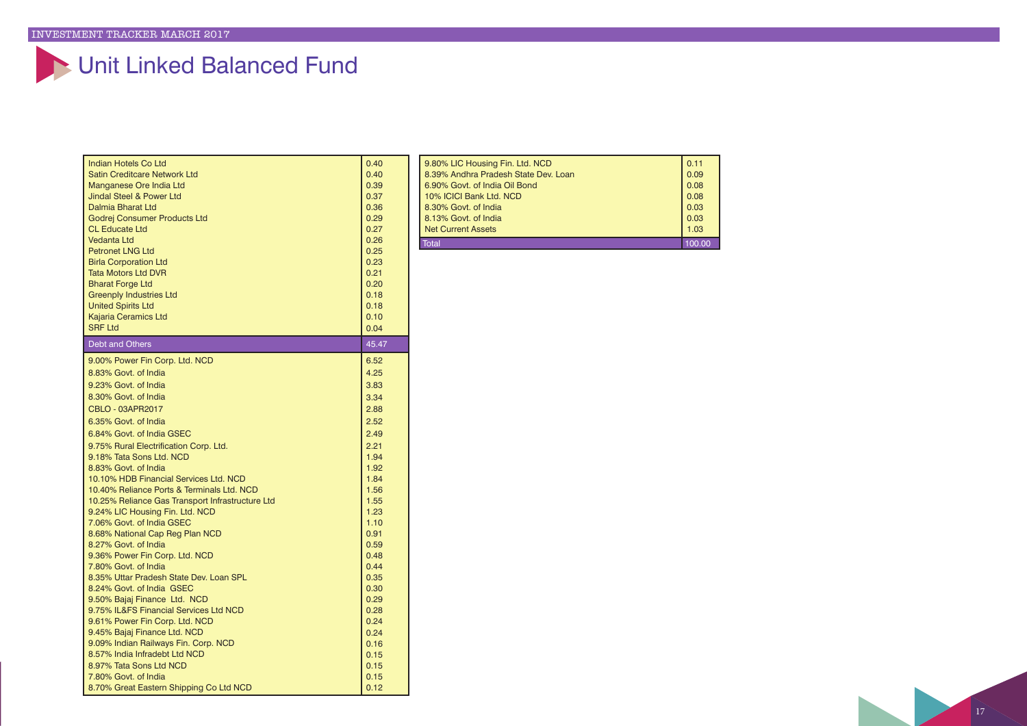# Unit Linked Balanced Fund

| | |
|---|---|
| Indian Hotels Co Ltd | 0.40 |
| Satin Creditcare Network Ltd | 0.40 |
| Manganese Ore India Ltd | 0.39 |
| Jindal Steel & Power Ltd | 0.37 |
| Dalmia Bharat Ltd | 0.36 |
| Godrej Consumer Products Ltd | 0.29 |
| CL Educate Ltd | 0.27 |
| Vedanta Ltd | 0.26 |
| Petronet LNG Ltd | 0.25 |
| Birla Corporation Ltd | 0.23 |
| Tata Motors Ltd DVR | 0.21 |
| Bharat Forge Ltd | 0.20 |
| Greenply Industries Ltd | 0.18 |
| United Spirits Ltd | 0.18 |
| Kajaria Ceramics Ltd | 0.10 |
| SRF Ltd | 0.04 |
| **Debt and Others** | **45.47** |
| 9.00% Power Fin Corp. Ltd. NCD | 6.52 |
| 8.83% Govt. of India | 4.25 |
| 9.23% Govt. of India | 3.83 |
| 8.30% Govt. of India | 3.34 |
| CBLO - 03APR2017 | 2.88 |
| 6.35% Govt. of India | 2.52 |
| 6.84% Govt. of India GSEC | 2.49 |
| 9.75% Rural Electrification Corp. Ltd. | 2.21 |
| 9.18% Tata Sons Ltd. NCD | 1.94 |
| 8.83% Govt. of India | 1.92 |
| 10.10% HDB Financial Services Ltd. NCD | 1.84 |
| 10.40% Reliance Ports & Terminals Ltd. NCD | 1.56 |
| 10.25% Reliance Gas Transport Infrastructure Ltd | 1.55 |
| 9.24% LIC Housing Fin. Ltd. NCD | 1.23 |
| 7.06% Govt. of India GSEC | 1.10 |
| 8.68% National Cap Reg Plan NCD | 0.91 |
| 8.27% Govt. of India | 0.59 |
| 9.36% Power Fin Corp. Ltd. NCD | 0.48 |
| 7.80% Govt. of India | 0.44 |
| 8.35% Uttar Pradesh State Dev. Loan SPL | 0.35 |
| 8.24% Govt. of India GSEC | 0.30 |
| 9.50% Bajaj Finance Ltd. NCD | 0.29 |
| 9.75% IL&FS Financial Services Ltd NCD | 0.28 |
| 9.61% Power Fin Corp. Ltd. NCD | 0.24 |
| 9.45% Bajaj Finance Ltd. NCD | 0.24 |
| 9.09% Indian Railways Fin. Corp. NCD | 0.16 |
| 8.57% India Infradebt Ltd NCD | 0.15 |
| 8.97% Tata Sons Ltd NCD | 0.15 |
| 7.80% Govt. of India | 0.15 |
| 8.70% Great Eastern Shipping Co Ltd NCD | 0.12 |
| 9.80% LIC Housing Fin. Ltd. NCD | 0.11 |
| 8.39% Andhra Pradesh State Dev. Loan | 0.09 |
| 6.90% Govt. of India Oil Bond | 0.08 |
| 10% ICICI Bank Ltd. NCD | 0.08 |
| 8.30% Govt. of India | 0.03 |
| 8.13% Govt. of India | 0.03 |
| Net Current Assets | 1.03 |
| **Total** | **100.00** |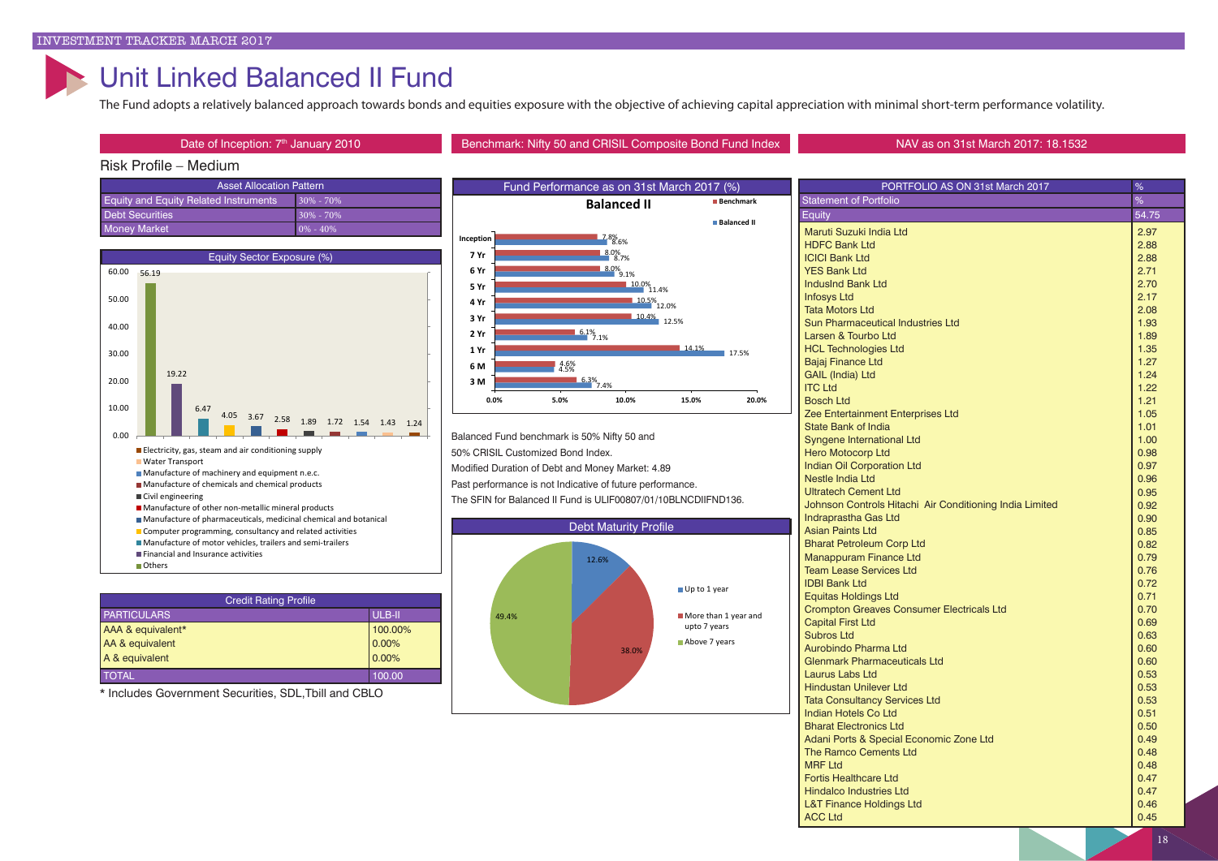# Unit Linked Balanced II Fund

The Fund adopts a relatively balanced approach towards bonds and equities exposure with the objective of achieving capital appreciation with minimal short-term performance volatility.

Date of Inception: 7th January 2010

Benchmark: Nifty 50 and CRISIL Composite Bond Fund Index

NAV as on 31st March 2017: 18.1532

## Risk Profile – Medium

| Asset Allocation Pattern | |
|---|---|
| Equity and Equity Related Instruments | 30% - 70% |
| Debt Securities | 30% - 70% |
| Money Market | 0% - 40% |

### Equity Sector Exposure (%)

| Sector | % |
|---|---|
| Others | 56.19 |
| Financial and Insurance activities | 19.22 |
| Manufacture of motor vehicles, trailers and semi-trailers | 6.47 |
| Computer programming, consultancy and related activities | 4.05 |
| Manufacture of pharmaceuticals, medicinal chemical and botanical | 3.67 |
| Manufacture of other non-metallic mineral products | 2.58 |
| Civil engineering | 1.89 |
| Manufacture of chemicals and chemical products | 1.72 |
| Manufacture of machinery and equipment n.e.c. | 1.54 |
| Water Transport | 1.43 |
| Electricity, gas, steam and air conditioning supply | 1.24 |

### Fund Performance as on 31st March 2017 (%)

**Balanced II**

| Period | Benchmark | Balanced II |
|---|---|---|
| Inception | 7.8% | 8.6% |
| 7 Yr | 8.0% | 8.7% |
| 6 Yr | 8.0% | 9.1% |
| 5 Yr | 10.0% | 11.4% |
| 4 Yr | 10.5% | 12.0% |
| 3 Yr | 10.4% | 12.5% |
| 2 Yr | 6.1% | 7.1% |
| 1 Yr | 14.1% | 17.5% |
| 6 M | 4.6% | 4.5% |
| 3 M | 6.3% | 7.4% |

Balanced Fund benchmark is 50% Nifty 50 and 50% CRISIL Customized Bond Index.

Modified Duration of Debt and Money Market: 4.89

Past performance is not Indicative of future performance.

The SFIN for Balanced II Fund is ULIF00807/01/10BLNCDIIFND136.

### Debt Maturity Profile

| Maturity | % |
|---|---|
| Up to 1 year | 12.6% |
| More than 1 year and upto 7 years | 38.0% |
| Above 7 years | 49.4% |

| Credit Rating Profile | |
|---|---|
| PARTICULARS | ULB-II |
| AAA & equivalent* | 100.00% |
| AA & equivalent | 0.00% |
| A & equivalent | 0.00% |
| TOTAL | 100.00 |

\* Includes Government Securities, SDL,Tbill and CBLO

| PORTFOLIO AS ON 31st March 2017 | % |
|---|---|
| Statement of Portfolio | % |
| Equity | 54.75 |
| Maruti Suzuki India Ltd | 2.97 |
| HDFC Bank Ltd | 2.88 |
| ICICI Bank Ltd | 2.88 |
| YES Bank Ltd | 2.71 |
| IndusInd Bank Ltd | 2.70 |
| Infosys Ltd | 2.17 |
| Tata Motors Ltd | 2.08 |
| Sun Pharmaceutical Industries Ltd | 1.93 |
| Larsen & Tourbo Ltd | 1.89 |
| HCL Technologies Ltd | 1.35 |
| Bajaj Finance Ltd | 1.27 |
| GAIL (India) Ltd | 1.24 |
| ITC Ltd | 1.22 |
| Bosch Ltd | 1.21 |
| Zee Entertainment Enterprises Ltd | 1.05 |
| State Bank of India | 1.01 |
| Syngene International Ltd | 1.00 |
| Hero Motocorp Ltd | 0.98 |
| Indian Oil Corporation Ltd | 0.97 |
| Nestle India Ltd | 0.96 |
| Ultratech Cement Ltd | 0.95 |
| Johnson Controls Hitachi Air Conditioning India Limited | 0.92 |
| Indraprastha Gas Ltd | 0.90 |
| Asian Paints Ltd | 0.85 |
| Bharat Petroleum Corp Ltd | 0.82 |
| Manappuram Finance Ltd | 0.79 |
| Team Lease Services Ltd | 0.76 |
| IDBI Bank Ltd | 0.72 |
| Equitas Holdings Ltd | 0.71 |
| Crompton Greaves Consumer Electricals Ltd | 0.70 |
| Capital First Ltd | 0.69 |
| Subros Ltd | 0.63 |
| Aurobindo Pharma Ltd | 0.60 |
| Glenmark Pharmaceuticals Ltd | 0.60 |
| Laurus Labs Ltd | 0.53 |
| Hindustan Unilever Ltd | 0.53 |
| Tata Consultancy Services Ltd | 0.53 |
| Indian Hotels Co Ltd | 0.51 |
| Bharat Electronics Ltd | 0.50 |
| Adani Ports & Special Economic Zone Ltd | 0.49 |
| The Ramco Cements Ltd | 0.48 |
| MRF Ltd | 0.48 |
| Fortis Healthcare Ltd | 0.47 |
| Hindalco Industries Ltd | 0.47 |
| L&T Finance Holdings Ltd | 0.46 |
| ACC Ltd | 0.45 |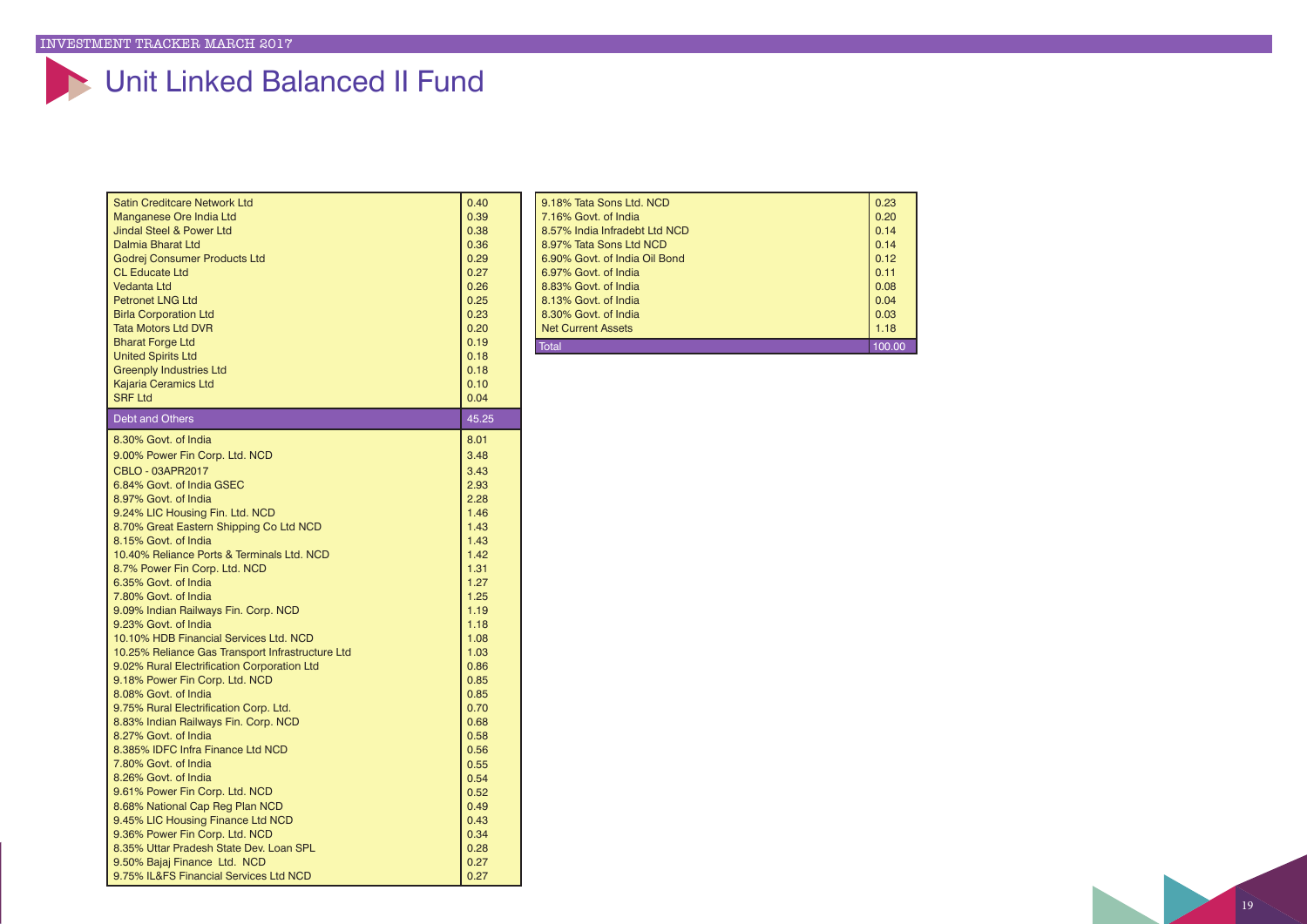# Unit Linked Balanced II Fund

| | |
|---|---|
| Satin Creditcare Network Ltd | 0.40 |
| Manganese Ore India Ltd | 0.39 |
| Jindal Steel & Power Ltd | 0.38 |
| Dalmia Bharat Ltd | 0.36 |
| Godrej Consumer Products Ltd | 0.29 |
| CL Educate Ltd | 0.27 |
| Vedanta Ltd | 0.26 |
| Petronet LNG Ltd | 0.25 |
| Birla Corporation Ltd | 0.23 |
| Tata Motors Ltd DVR | 0.20 |
| Bharat Forge Ltd | 0.19 |
| United Spirits Ltd | 0.18 |
| Greenply Industries Ltd | 0.18 |
| Kajaria Ceramics Ltd | 0.10 |
| SRF Ltd | 0.04 |
| **Debt and Others** | **45.25** |
| 8.30% Govt. of India | 8.01 |
| 9.00% Power Fin Corp. Ltd. NCD | 3.48 |
| CBLO - 03APR2017 | 3.43 |
| 6.84% Govt. of India GSEC | 2.93 |
| 8.97% Govt. of India | 2.28 |
| 9.24% LIC Housing Fin. Ltd. NCD | 1.46 |
| 8.70% Great Eastern Shipping Co Ltd NCD | 1.43 |
| 8.15% Govt. of India | 1.43 |
| 10.40% Reliance Ports & Terminals Ltd. NCD | 1.42 |
| 8.7% Power Fin Corp. Ltd. NCD | 1.31 |
| 6.35% Govt. of India | 1.27 |
| 7.80% Govt. of India | 1.25 |
| 9.09% Indian Railways Fin. Corp. NCD | 1.19 |
| 9.23% Govt. of India | 1.18 |
| 10.10% HDB Financial Services Ltd. NCD | 1.08 |
| 10.25% Reliance Gas Transport Infrastructure Ltd | 1.03 |
| 9.02% Rural Electrification Corporation Ltd | 0.86 |
| 9.18% Power Fin Corp. Ltd. NCD | 0.85 |
| 8.08% Govt. of India | 0.85 |
| 9.75% Rural Electrification Corp. Ltd. | 0.70 |
| 8.83% Indian Railways Fin. Corp. NCD | 0.68 |
| 8.27% Govt. of India | 0.58 |
| 8.385% IDFC Infra Finance Ltd NCD | 0.56 |
| 7.80% Govt. of India | 0.55 |
| 8.26% Govt. of India | 0.54 |
| 9.61% Power Fin Corp. Ltd. NCD | 0.52 |
| 8.68% National Cap Reg Plan NCD | 0.49 |
| 9.45% LIC Housing Finance Ltd NCD | 0.43 |
| 9.36% Power Fin Corp. Ltd. NCD | 0.34 |
| 8.35% Uttar Pradesh State Dev. Loan SPL | 0.28 |
| 9.50% Bajaj Finance Ltd. NCD | 0.27 |
| 9.75% IL&FS Financial Services Ltd NCD | 0.27 |
| 9.18% Tata Sons Ltd. NCD | 0.23 |
| 7.16% Govt. of India | 0.20 |
| 8.57% India Infradebt Ltd NCD | 0.14 |
| 8.97% Tata Sons Ltd NCD | 0.14 |
| 6.90% Govt. of India Oil Bond | 0.12 |
| 6.97% Govt. of India | 0.11 |
| 8.83% Govt. of India | 0.08 |
| 8.13% Govt. of India | 0.04 |
| 8.30% Govt. of India | 0.03 |
| Net Current Assets | 1.18 |
| **Total** | **100.00** |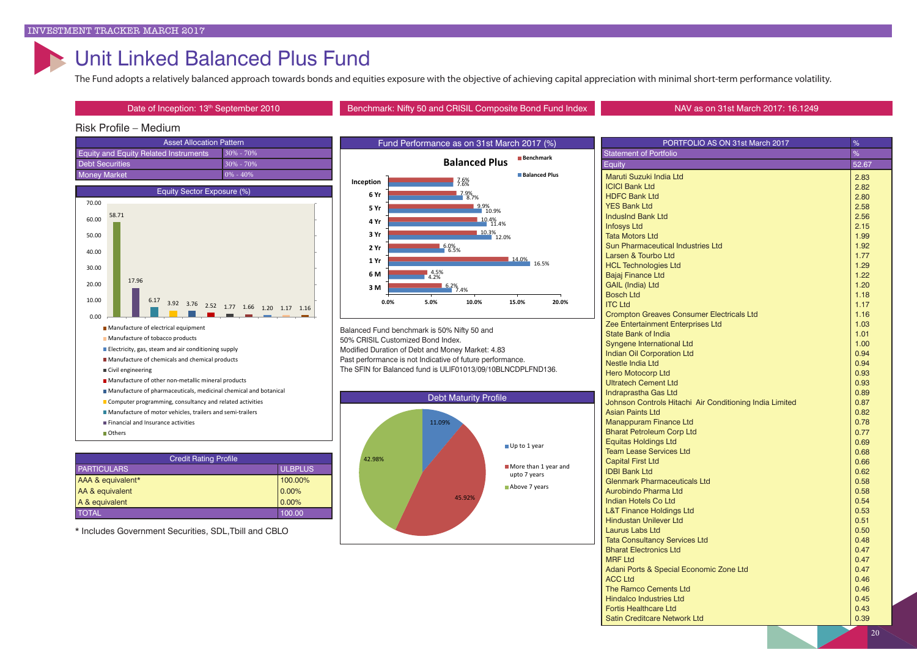# Unit Linked Balanced Plus Fund

The Fund adopts a relatively balanced approach towards bonds and equities exposure with the objective of achieving capital appreciation with minimal short-term performance volatility.

Date of Inception: 13th September 2010

Benchmark: Nifty 50 and CRISIL Composite Bond Fund Index

NAV as on 31st March 2017: 16.1249

Risk Profile – Medium

| Asset Allocation Pattern | |
|---|---|
| Equity and Equity Related Instruments | 30% - 70% |
| Debt Securities | 30% - 70% |
| Money Market | 0% - 40% |

## Equity Sector Exposure (%)

| Sector | % |
|---|---|
| Others | 58.71 |
| Financial and Insurance activities | 17.96 |
| Manufacture of motor vehicles, trailers and semi-trailers | 6.17 |
| Computer programming, consultancy and related activities | 3.92 |
| Manufacture of pharmaceuticals, medicinal chemical and botanical | 3.76 |
| Manufacture of other non-metallic mineral products | 2.52 |
| Civil engineering | 1.77 |
| Manufacture of chemicals and chemical products | 1.66 |
| Electricity, gas, steam and air conditioning supply | 1.20 |
| Manufacture of tobacco products | 1.17 |
| Manufacture of electrical equipment | 1.16 |

## Fund Performance as on 31st March 2017 (%)

| Period | Benchmark | Balanced Plus |
|---|---|---|
| Inception | 7.6% | 7.6% |
| 6 Yr | 7.9% | 8.7% |
| 5 Yr | 9.9% | 10.9% |
| 4 Yr | 10.4% | 11.4% |
| 3 Yr | 10.3% | 12.0% |
| 2 Yr | 6.0% | 6.5% |
| 1 Yr | 14.0% | 16.5% |
| 6 M | 4.5% | 4.2% |
| 3 M | 6.2% | 7.4% |

Balanced Fund benchmark is 50% Nifty 50 and 50% CRISIL Customized Bond Index.
Modified Duration of Debt and Money Market: 4.83
Past performance is not Indicative of future performance.
The SFIN for Balanced fund is ULIF01013/09/10BLNCDPLFND136.

## Debt Maturity Profile

| Maturity | % |
|---|---|
| Up to 1 year | 11.09% |
| More than 1 year and upto 7 years | 45.92% |
| Above 7 years | 42.98% |

## Credit Rating Profile

| PARTICULARS | ULBPLUS |
|---|---|
| AAA & equivalent* | 100.00% |
| AA & equivalent | 0.00% |
| A & equivalent | 0.00% |
| TOTAL | 100.00 |

\* Includes Government Securities, SDL,Tbill and CBLO

## PORTFOLIO AS ON 31st March 2017

| Statement of Portfolio | % |
|---|---|
| Equity | 52.67 |
| Maruti Suzuki India Ltd | 2.83 |
| ICICI Bank Ltd | 2.82 |
| HDFC Bank Ltd | 2.80 |
| YES Bank Ltd | 2.58 |
| IndusInd Bank Ltd | 2.56 |
| Infosys Ltd | 2.15 |
| Tata Motors Ltd | 1.99 |
| Sun Pharmaceutical Industries Ltd | 1.92 |
| Larsen & Tourbo Ltd | 1.77 |
| HCL Technologies Ltd | 1.29 |
| Bajaj Finance Ltd | 1.22 |
| GAIL (India) Ltd | 1.20 |
| Bosch Ltd | 1.18 |
| ITC Ltd | 1.17 |
| Crompton Greaves Consumer Electricals Ltd | 1.16 |
| Zee Entertainment Enterprises Ltd | 1.03 |
| State Bank of India | 1.01 |
| Syngene International Ltd | 1.00 |
| Indian Oil Corporation Ltd | 0.94 |
| Nestle India Ltd | 0.94 |
| Hero Motocorp Ltd | 0.93 |
| Ultratech Cement Ltd | 0.93 |
| Indraprastha Gas Ltd | 0.89 |
| Johnson Controls Hitachi Air Conditioning India Limited | 0.87 |
| Asian Paints Ltd | 0.82 |
| Manappuram Finance Ltd | 0.78 |
| Bharat Petroleum Corp Ltd | 0.77 |
| Equitas Holdings Ltd | 0.69 |
| Team Lease Services Ltd | 0.68 |
| Capital First Ltd | 0.66 |
| IDBI Bank Ltd | 0.62 |
| Glenmark Pharmaceuticals Ltd | 0.58 |
| Aurobindo Pharma Ltd | 0.58 |
| Indian Hotels Co Ltd | 0.54 |
| L&T Finance Holdings Ltd | 0.53 |
| Hindustan Unilever Ltd | 0.51 |
| Laurus Labs Ltd | 0.50 |
| Tata Consultancy Services Ltd | 0.48 |
| Bharat Electronics Ltd | 0.47 |
| MRF Ltd | 0.47 |
| Adani Ports & Special Economic Zone Ltd | 0.47 |
| ACC Ltd | 0.46 |
| The Ramco Cements Ltd | 0.46 |
| Hindalco Industries Ltd | 0.45 |
| Fortis Healthcare Ltd | 0.43 |
| Satin Creditcare Network Ltd | 0.39 |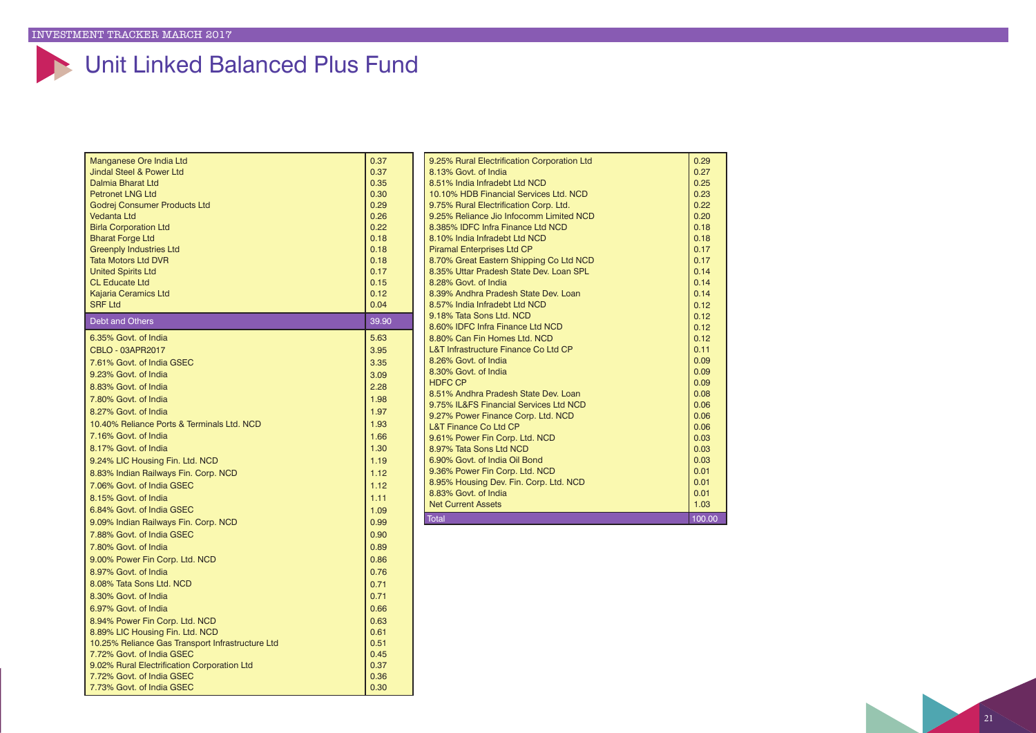# Unit Linked Balanced Plus Fund

| | |
|---|---|
| Manganese Ore India Ltd | 0.37 |
| Jindal Steel & Power Ltd | 0.37 |
| Dalmia Bharat Ltd | 0.35 |
| Petronet LNG Ltd | 0.30 |
| Godrej Consumer Products Ltd | 0.29 |
| Vedanta Ltd | 0.26 |
| Birla Corporation Ltd | 0.22 |
| Bharat Forge Ltd | 0.18 |
| Greenply Industries Ltd | 0.18 |
| Tata Motors Ltd DVR | 0.18 |
| United Spirits Ltd | 0.17 |
| CL Educate Ltd | 0.15 |
| Kajaria Ceramics Ltd | 0.12 |
| SRF Ltd | 0.04 |
| **Debt and Others** | **39.90** |
| 6.35% Govt. of India | 5.63 |
| CBLO - 03APR2017 | 3.95 |
| 7.61% Govt. of India GSEC | 3.35 |
| 9.23% Govt. of India | 3.09 |
| 8.83% Govt. of India | 2.28 |
| 7.80% Govt. of India | 1.98 |
| 8.27% Govt. of India | 1.97 |
| 10.40% Reliance Ports & Terminals Ltd. NCD | 1.93 |
| 7.16% Govt. of India | 1.66 |
| 8.17% Govt. of India | 1.30 |
| 9.24% LIC Housing Fin. Ltd. NCD | 1.19 |
| 8.83% Indian Railways Fin. Corp. NCD | 1.12 |
| 7.06% Govt. of India GSEC | 1.12 |
| 8.15% Govt. of India | 1.11 |
| 6.84% Govt. of India GSEC | 1.09 |
| 9.09% Indian Railways Fin. Corp. NCD | 0.99 |
| 7.88% Govt. of India GSEC | 0.90 |
| 7.80% Govt. of India | 0.89 |
| 9.00% Power Fin Corp. Ltd. NCD | 0.86 |
| 8.97% Govt. of India | 0.76 |
| 8.08% Tata Sons Ltd. NCD | 0.71 |
| 8.30% Govt. of India | 0.71 |
| 6.97% Govt. of India | 0.66 |
| 8.94% Power Fin Corp. Ltd. NCD | 0.63 |
| 8.89% LIC Housing Fin. Ltd. NCD | 0.61 |
| 10.25% Reliance Gas Transport Infrastructure Ltd | 0.51 |
| 7.72% Govt. of India GSEC | 0.45 |
| 9.02% Rural Electrification Corporation Ltd | 0.37 |
| 7.72% Govt. of India GSEC | 0.36 |
| 7.73% Govt. of India GSEC | 0.30 |
| 9.25% Rural Electrification Corporation Ltd | 0.29 |
| 8.13% Govt. of India | 0.27 |
| 8.51% India Infradebt Ltd NCD | 0.25 |
| 10.10% HDB Financial Services Ltd. NCD | 0.23 |
| 9.75% Rural Electrification Corp. Ltd. | 0.22 |
| 9.25% Reliance Jio Infocomm Limited NCD | 0.20 |
| 8.385% IDFC Infra Finance Ltd NCD | 0.18 |
| 8.10% India Infradebt Ltd NCD | 0.18 |
| Piramal Enterprises Ltd CP | 0.17 |
| 8.70% Great Eastern Shipping Co Ltd NCD | 0.17 |
| 8.35% Uttar Pradesh State Dev. Loan SPL | 0.14 |
| 8.28% Govt. of India | 0.14 |
| 8.39% Andhra Pradesh State Dev. Loan | 0.14 |
| 8.57% India Infradebt Ltd NCD | 0.12 |
| 9.18% Tata Sons Ltd. NCD | 0.12 |
| 8.60% IDFC Infra Finance Ltd NCD | 0.12 |
| 8.80% Can Fin Homes Ltd. NCD | 0.12 |
| L&T Infrastructure Finance Co Ltd CP | 0.11 |
| 8.26% Govt. of India | 0.09 |
| 8.30% Govt. of India | 0.09 |
| HDFC CP | 0.09 |
| 8.51% Andhra Pradesh State Dev. Loan | 0.08 |
| 9.75% IL&FS Financial Services Ltd NCD | 0.06 |
| 9.27% Power Finance Corp. Ltd. NCD | 0.06 |
| L&T Finance Co Ltd CP | 0.06 |
| 9.61% Power Fin Corp. Ltd. NCD | 0.03 |
| 8.97% Tata Sons Ltd NCD | 0.03 |
| 6.90% Govt. of India Oil Bond | 0.03 |
| 9.36% Power Fin Corp. Ltd. NCD | 0.01 |
| 8.95% Housing Dev. Fin. Corp. Ltd. NCD | 0.01 |
| 8.83% Govt. of India | 0.01 |
| Net Current Assets | 1.03 |
| **Total** | **100.00** |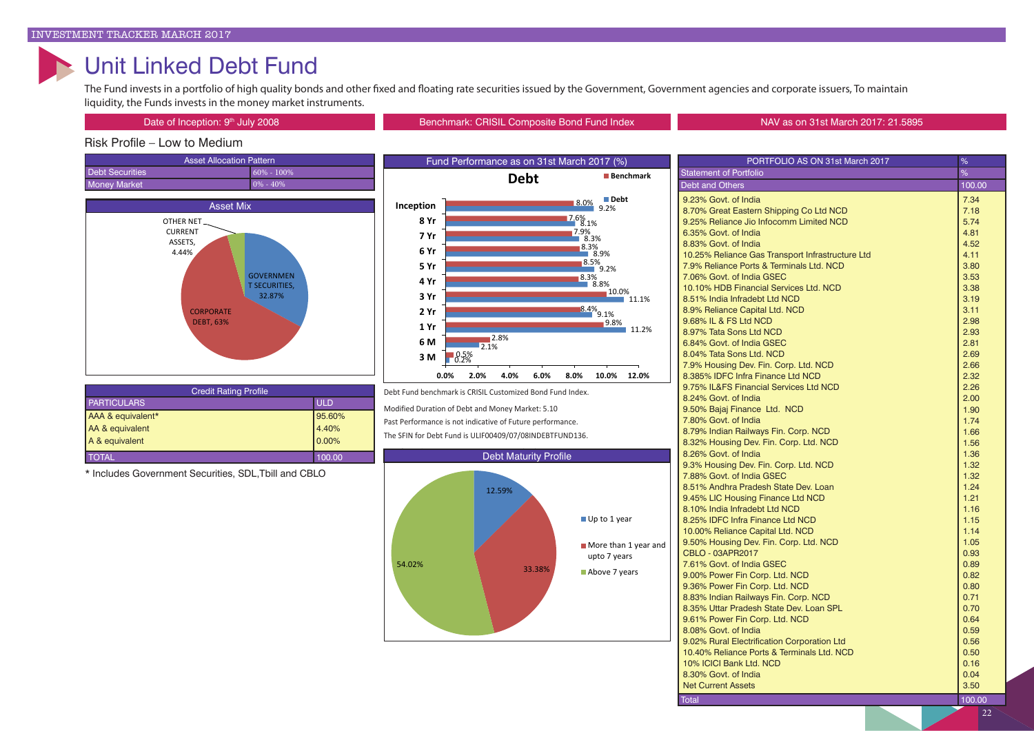# Unit Linked Debt Fund

The Fund invests in a portfolio of high quality bonds and other fixed and floating rate securities issued by the Government, Government agencies and corporate issuers, To maintain liquidity, the Funds invests in the money market instruments.

Date of Inception: 9th July 2008

Benchmark: CRISIL Composite Bond Fund Index

NAV as on 31st March 2017: 21.5895

Risk Profile – Low to Medium

| Asset Allocation Pattern | |
|---|---|
| Debt Securities | 60% - 100% |
| Money Market | 0% - 40% |

**Asset Mix**

- OTHER NET CURRENT ASSETS, 4.44%
- GOVERNMENT SECURITIES, 32.87%
- CORPORATE DEBT, 63%

| Credit Rating Profile | |
|---|---|
| PARTICULARS | ULD |
| AAA & equivalent* | 95.60% |
| AA & equivalent | 4.40% |
| A & equivalent | 0.00% |
| TOTAL | 100.00 |

\* Includes Government Securities, SDL,Tbill and CBLO

**Fund Performance as on 31st March 2017 (%)**

| Period | Debt | Benchmark |
|---|---|---|
| Inception | 9.2% | 8.0% |
| 8 Yr | 8.1% | 7.6% |
| 7 Yr | 8.3% | 7.9% |
| 6 Yr | 8.9% | 8.3% |
| 5 Yr | 9.2% | 8.5% |
| 4 Yr | 8.8% | 8.3% |
| 3 Yr | 11.1% | 10.0% |
| 2 Yr | 9.1% | 8.4% |
| 1 Yr | 11.2% | 9.8% |
| 6 M | 2.1% | 2.8% |
| 3 M | 0.2% | 0.5% |

Debt Fund benchmark is CRISIL Customized Bond Fund Index.

Modified Duration of Debt and Money Market: 5.10

Past Performance is not indicative of Future performance.

The SFIN for Debt Fund is ULIF00409/07/08INDEBTFUND136.

**Debt Maturity Profile**

- Up to 1 year: 12.59%
- More than 1 year and upto 7 years: 33.38%
- Above 7 years: 54.02%

| PORTFOLIO AS ON 31st March 2017 | % |
|---|---|
| Statement of Portfolio | % |
| Debt and Others | 100.00 |
| 9.23% Govt. of India | 7.34 |
| 8.70% Great Eastern Shipping Co Ltd NCD | 7.18 |
| 9.25% Reliance Jio Infocomm Limited NCD | 5.74 |
| 6.35% Govt. of India | 4.81 |
| 8.83% Govt. of India | 4.52 |
| 10.25% Reliance Gas Transport Infrastructure Ltd | 4.11 |
| 7.9% Reliance Ports & Terminals Ltd. NCD | 3.80 |
| 7.06% Govt. of India GSEC | 3.53 |
| 10.10% HDB Financial Services Ltd. NCD | 3.38 |
| 8.51% India Infradebt Ltd NCD | 3.19 |
| 8.9% Reliance Capital Ltd. NCD | 3.11 |
| 9.68% IL & FS Ltd NCD | 2.98 |
| 8.97% Tata Sons Ltd NCD | 2.93 |
| 6.84% Govt. of India GSEC | 2.81 |
| 8.04% Tata Sons Ltd. NCD | 2.69 |
| 7.9% Housing Dev. Fin. Corp. Ltd. NCD | 2.66 |
| 8.385% IDFC Infra Finance Ltd NCD | 2.32 |
| 9.75% IL&FS Financial Services Ltd NCD | 2.26 |
| 8.24% Govt. of India | 2.00 |
| 9.50% Bajaj Finance Ltd. NCD | 1.90 |
| 7.80% Govt. of India | 1.74 |
| 8.79% Indian Railways Fin. Corp. NCD | 1.66 |
| 8.32% Housing Dev. Fin. Corp. Ltd. NCD | 1.56 |
| 8.26% Govt. of India | 1.36 |
| 9.3% Housing Dev. Fin. Corp. Ltd. NCD | 1.32 |
| 7.88% Govt. of India GSEC | 1.32 |
| 8.51% Andhra Pradesh State Dev. Loan | 1.24 |
| 9.45% LIC Housing Finance Ltd NCD | 1.21 |
| 8.10% India Infradebt Ltd NCD | 1.16 |
| 8.25% IDFC Infra Finance Ltd NCD | 1.15 |
| 10.00% Reliance Capital Ltd. NCD | 1.14 |
| 9.50% Housing Dev. Fin. Corp. Ltd. NCD | 1.05 |
| CBLO - 03APR2017 | 0.93 |
| 7.61% Govt. of India GSEC | 0.89 |
| 9.00% Power Fin Corp. Ltd. NCD | 0.82 |
| 9.36% Power Fin Corp. Ltd. NCD | 0.80 |
| 8.83% Indian Railways Fin. Corp. NCD | 0.71 |
| 8.35% Uttar Pradesh State Dev. Loan SPL | 0.70 |
| 9.61% Power Fin Corp. Ltd. NCD | 0.64 |
| 8.08% Govt. of India | 0.59 |
| 9.02% Rural Electrification Corporation Ltd | 0.56 |
| 10.40% Reliance Ports & Terminals Ltd. NCD | 0.50 |
| 10% ICICI Bank Ltd. NCD | 0.16 |
| 8.30% Govt. of India | 0.04 |
| Net Current Assets | 3.50 |
| Total | 100.00 |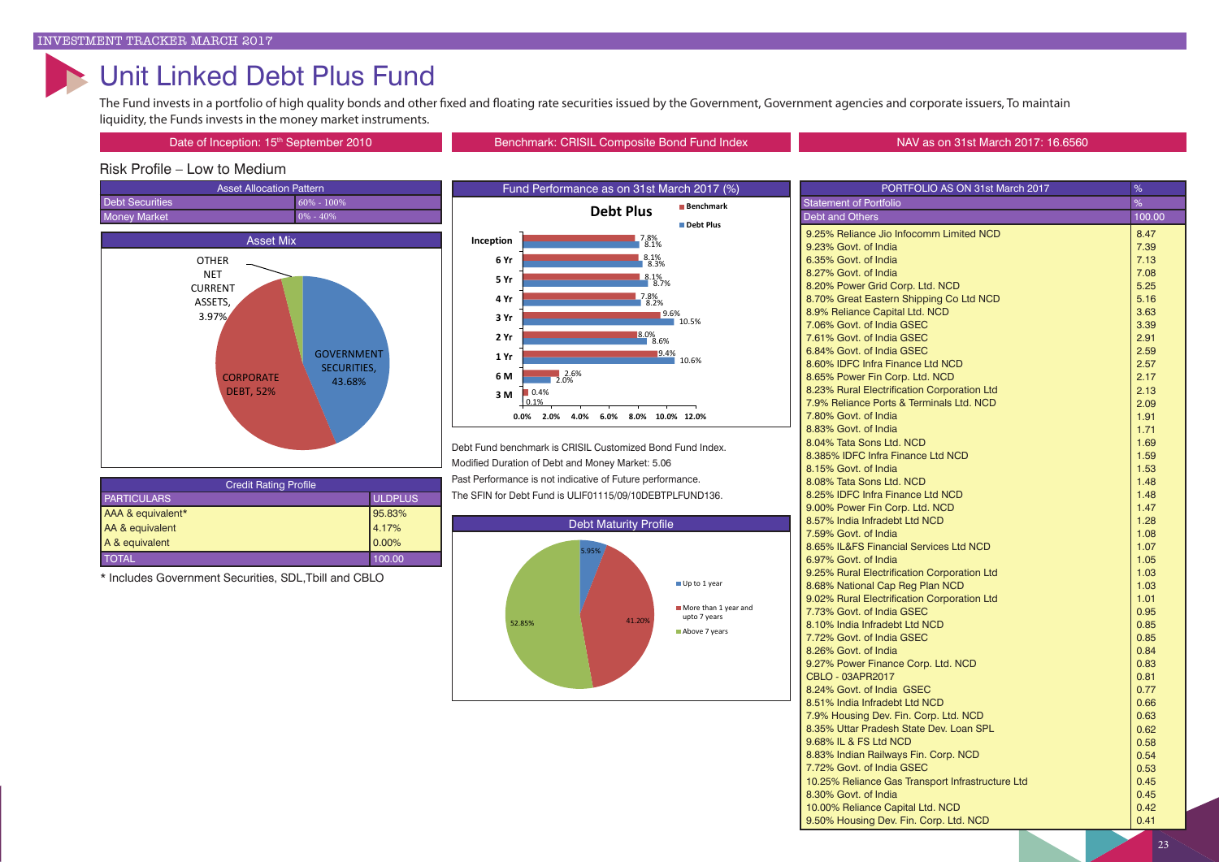# Unit Linked Debt Plus Fund

The Fund invests in a portfolio of high quality bonds and other fixed and floating rate securities issued by the Government, Government agencies and corporate issuers, To maintain liquidity, the Funds invests in the money market instruments.

| Date of Inception: 15th September 2010 | Benchmark: CRISIL Composite Bond Fund Index | NAV as on 31st March 2017: 16.6560 |
|---|---|---|

Risk Profile – Low to Medium

| Asset Allocation Pattern | |
|---|---|
| Debt Securities | 60% - 100% |
| Money Market | 0% - 40% |

**Asset Mix**

- GOVERNMENT SECURITIES, 43.68%
- CORPORATE DEBT, 52%
- OTHER NET CURRENT ASSETS, 3.97%

**Fund Performance as on 31st March 2017 (%)**

Debt Plus

| Period | Benchmark | Debt Plus |
|---|---|---|
| Inception | 7.8% | 8.1% |
| 6 Yr | 8.1% | 8.3% |
| 5 Yr | 8.1% | 8.7% |
| 4 Yr | 7.8% | 8.2% |
| 3 Yr | 9.6% | 10.5% |
| 2 Yr | 8.0% | 8.6% |
| 1 Yr | 9.4% | 10.6% |
| 6 M | 2.6% | 2.0% |
| 3 M | 0.4% | 0.1% |

Debt Fund benchmark is CRISIL Customized Bond Fund Index.
Modified Duration of Debt and Money Market: 5.06
Past Performance is not indicative of Future performance.
The SFIN for Debt Fund is ULIF01115/09/10DEBTPLFUND136.

| Credit Rating Profile | |
|---|---|
| PARTICULARS | ULDPLUS |
| AAA & equivalent* | 95.83% |
| AA & equivalent | 4.17% |
| A & equivalent | 0.00% |
| TOTAL | 100.00 |

\* Includes Government Securities, SDL,Tbill and CBLO

**Debt Maturity Profile**

- Up to 1 year: 5.95%
- More than 1 year and upto 7 years: 41.20%
- Above 7 years: 52.85%

| PORTFOLIO AS ON 31st March 2017 | % |
|---|---|
| Statement of Portfolio | % |
| Debt and Others | 100.00 |
| 9.25% Reliance Jio Infocomm Limited NCD | 8.47 |
| 9.23% Govt. of India | 7.39 |
| 6.35% Govt. of India | 7.13 |
| 8.27% Govt. of India | 7.08 |
| 8.20% Power Grid Corp. Ltd. NCD | 5.25 |
| 8.70% Great Eastern Shipping Co Ltd NCD | 5.16 |
| 8.9% Reliance Capital Ltd. NCD | 3.63 |
| 7.06% Govt. of India GSEC | 3.39 |
| 7.61% Govt. of India GSEC | 2.91 |
| 6.84% Govt. of India GSEC | 2.59 |
| 8.60% IDFC Infra Finance Ltd NCD | 2.57 |
| 8.65% Power Fin Corp. Ltd. NCD | 2.17 |
| 8.23% Rural Electrification Corporation Ltd | 2.13 |
| 7.9% Reliance Ports & Terminals Ltd. NCD | 2.09 |
| 7.80% Govt. of India | 1.91 |
| 8.83% Govt. of India | 1.71 |
| 8.04% Tata Sons Ltd. NCD | 1.69 |
| 8.385% IDFC Infra Finance Ltd NCD | 1.59 |
| 8.15% Govt. of India | 1.53 |
| 8.08% Tata Sons Ltd. NCD | 1.48 |
| 8.25% IDFC Infra Finance Ltd NCD | 1.48 |
| 9.00% Power Fin Corp. Ltd. NCD | 1.47 |
| 8.57% India Infradebt Ltd NCD | 1.28 |
| 7.59% Govt. of India | 1.08 |
| 8.65% IL&FS Financial Services Ltd NCD | 1.07 |
| 6.97% Govt. of India | 1.05 |
| 9.25% Rural Electrification Corporation Ltd | 1.03 |
| 8.68% National Cap Reg Plan NCD | 1.03 |
| 9.02% Rural Electrification Corporation Ltd | 1.01 |
| 7.73% Govt. of India GSEC | 0.95 |
| 8.10% India Infradebt Ltd NCD | 0.85 |
| 7.72% Govt. of India GSEC | 0.85 |
| 8.26% Govt. of India | 0.84 |
| 9.27% Power Finance Corp. Ltd. NCD | 0.83 |
| CBLO - 03APR2017 | 0.81 |
| 8.24% Govt. of India GSEC | 0.77 |
| 8.51% India Infradebt Ltd NCD | 0.66 |
| 7.9% Housing Dev. Fin. Corp. Ltd. NCD | 0.63 |
| 8.35% Uttar Pradesh State Dev. Loan SPL | 0.62 |
| 9.68% IL & FS Ltd NCD | 0.58 |
| 8.83% Indian Railways Fin. Corp. NCD | 0.54 |
| 7.72% Govt. of India GSEC | 0.53 |
| 10.25% Reliance Gas Transport Infrastructure Ltd | 0.45 |
| 8.30% Govt. of India | 0.45 |
| 10.00% Reliance Capital Ltd. NCD | 0.42 |
| 9.50% Housing Dev. Fin. Corp. Ltd. NCD | 0.41 |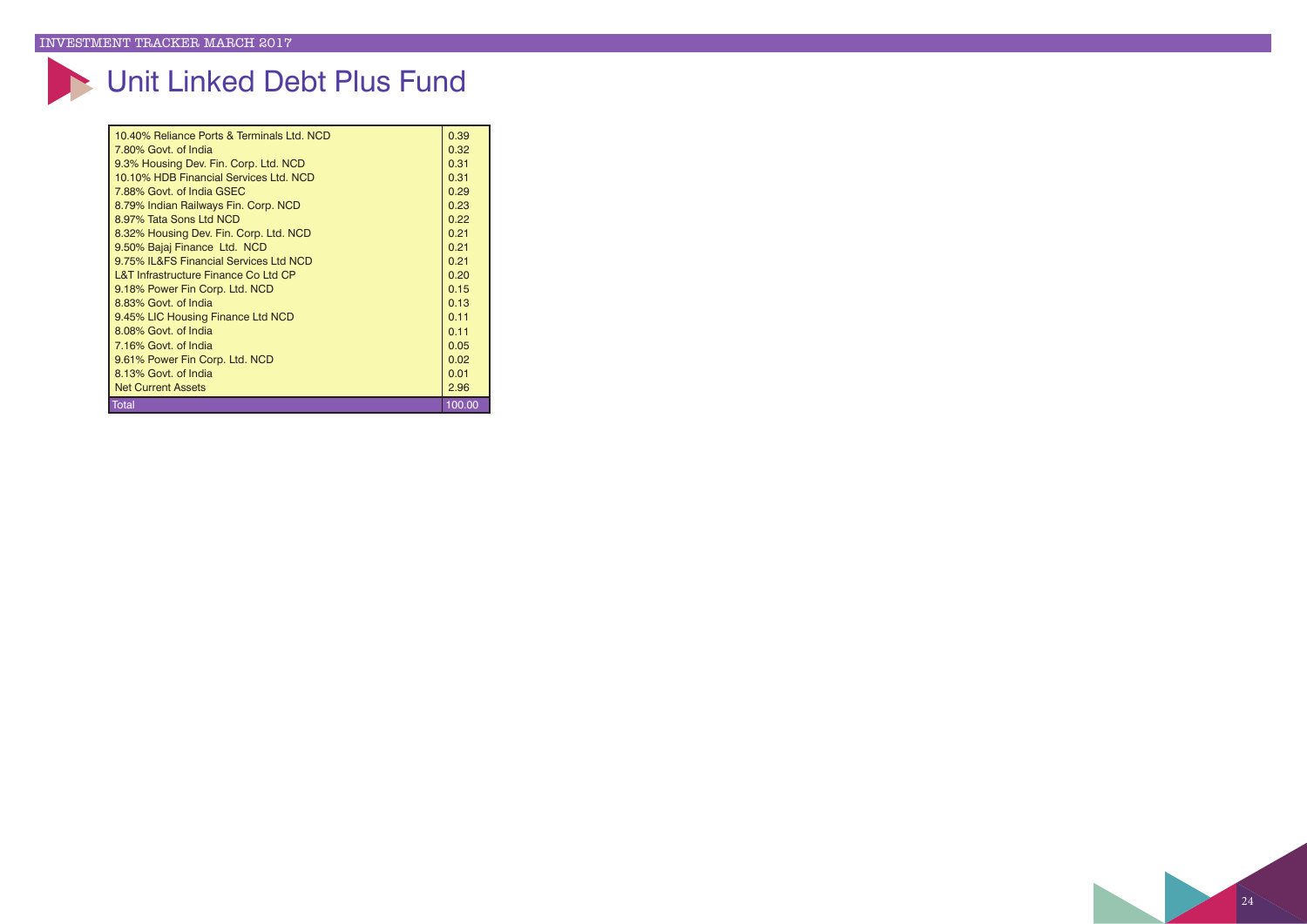# Unit Linked Debt Plus Fund

| | |
|---|---|
| 10.40% Reliance Ports & Terminals Ltd. NCD | 0.39 |
| 7.80% Govt. of India | 0.32 |
| 9.3% Housing Dev. Fin. Corp. Ltd. NCD | 0.31 |
| 10.10% HDB Financial Services Ltd. NCD | 0.31 |
| 7.88% Govt. of India GSEC | 0.29 |
| 8.79% Indian Railways Fin. Corp. NCD | 0.23 |
| 8.97% Tata Sons Ltd NCD | 0.22 |
| 8.32% Housing Dev. Fin. Corp. Ltd. NCD | 0.21 |
| 9.50% Bajaj Finance Ltd. NCD | 0.21 |
| 9.75% IL&FS Financial Services Ltd NCD | 0.21 |
| L&T Infrastructure Finance Co Ltd CP | 0.20 |
| 9.18% Power Fin Corp. Ltd. NCD | 0.15 |
| 8.83% Govt. of India | 0.13 |
| 9.45% LIC Housing Finance Ltd NCD | 0.11 |
| 8.08% Govt. of India | 0.11 |
| 7.16% Govt. of India | 0.05 |
| 9.61% Power Fin Corp. Ltd. NCD | 0.02 |
| 8.13% Govt. of India | 0.01 |
| Net Current Assets | 2.96 |
| Total | 100.00 |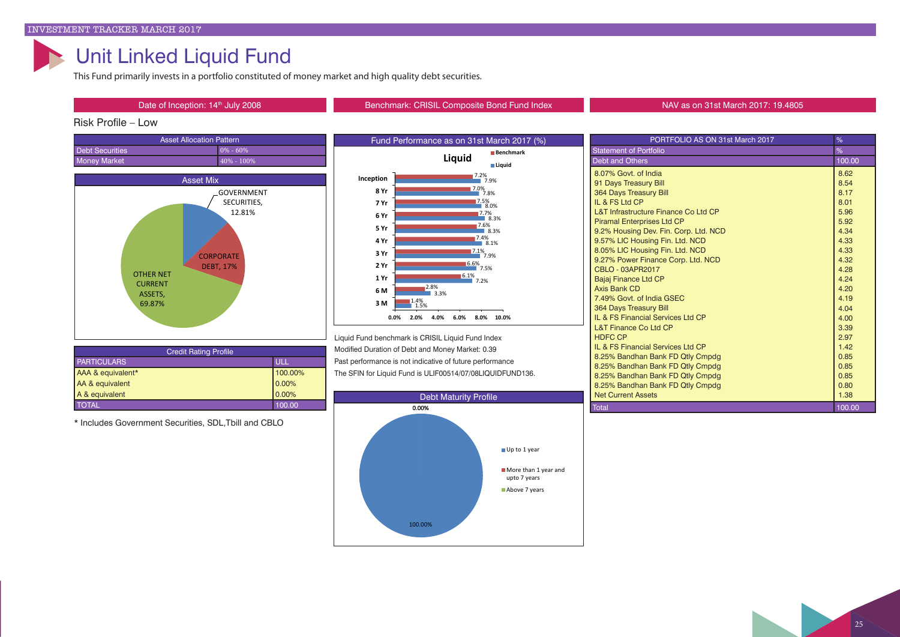# Unit Linked Liquid Fund

This Fund primarily invests in a portfolio constituted of money market and high quality debt securities.

Date of Inception: 14th July 2008

Benchmark: CRISIL Composite Bond Fund Index

NAV as on 31st March 2017: 19.4805

Risk Profile – Low

| Asset Allocation Pattern | |
|---|---|
| Debt Securities | 0% - 60% |
| Money Market | 40% - 100% |

**Asset Mix**

- GOVERNMENT SECURITIES, 12.81%
- CORPORATE DEBT, 17%
- OTHER NET CURRENT ASSETS, 69.87%

**Fund Performance as on 31st March 2017 (%)**

Liquid

| Period | Benchmark | Liquid |
|---|---|---|
| Inception | 7.2% | 7.9% |
| 8 Yr | 7.0% | 7.8% |
| 7 Yr | 7.5% | 8.0% |
| 6 Yr | 7.7% | 8.3% |
| 5 Yr | 7.6% | 8.3% |
| 4 Yr | 7.4% | 8.1% |
| 3 Yr | 7.1% | 7.9% |
| 2 Yr | 6.6% | 7.5% |
| 1 Yr | 6.1% | 7.2% |
| 6 M | 2.8% | 3.3% |
| 3 M | 1.4% | 1.5% |

Liquid Fund benchmark is CRISIL Liquid Fund Index

Modified Duration of Debt and Money Market: 0.39

Past performance is not indicative of future performance

The SFIN for Liquid Fund is ULIF00514/07/08LIQUIDFUND136.

| Credit Rating Profile | |
|---|---|
| PARTICULARS | ULL |
| AAA & equivalent* | 100.00% |
| AA & equivalent | 0.00% |
| A & equivalent | 0.00% |
| TOTAL | 100.00 |

\* Includes Government Securities, SDL,Tbill and CBLO

**Debt Maturity Profile**

- Up to 1 year: 100.00%
- More than 1 year and upto 7 years: 0.00%
- Above 7 years

| PORTFOLIO AS ON 31st March 2017 | % |
|---|---|
| Statement of Portfolio | % |
| Debt and Others | 100.00 |
| 8.07% Govt. of India | 8.62 |
| 91 Days Treasury Bill | 8.54 |
| 364 Days Treasury Bill | 8.17 |
| IL & FS Ltd CP | 8.01 |
| L&T Infrastructure Finance Co Ltd CP | 5.96 |
| Piramal Enterprises Ltd CP | 5.92 |
| 9.2% Housing Dev. Fin. Corp. Ltd. NCD | 4.34 |
| 9.57% LIC Housing Fin. Ltd. NCD | 4.33 |
| 8.05% LIC Housing Fin. Ltd. NCD | 4.33 |
| 9.27% Power Finance Corp. Ltd. NCD | 4.32 |
| CBLO - 03APR2017 | 4.28 |
| Bajaj Finance Ltd CP | 4.24 |
| Axis Bank CD | 4.20 |
| 7.49% Govt. of India GSEC | 4.19 |
| 364 Days Treasury Bill | 4.04 |
| IL & FS Financial Services Ltd CP | 4.00 |
| L&T Finance Co Ltd CP | 3.39 |
| HDFC CP | 2.97 |
| IL & FS Financial Services Ltd CP | 1.42 |
| 8.25% Bandhan Bank FD Qtly Cmpdg | 0.85 |
| 8.25% Bandhan Bank FD Qtly Cmpdg | 0.85 |
| 8.25% Bandhan Bank FD Qtly Cmpdg | 0.85 |
| 8.25% Bandhan Bank FD Qtly Cmpdg | 0.80 |
| Net Current Assets | 1.38 |
| Total | 100.00 |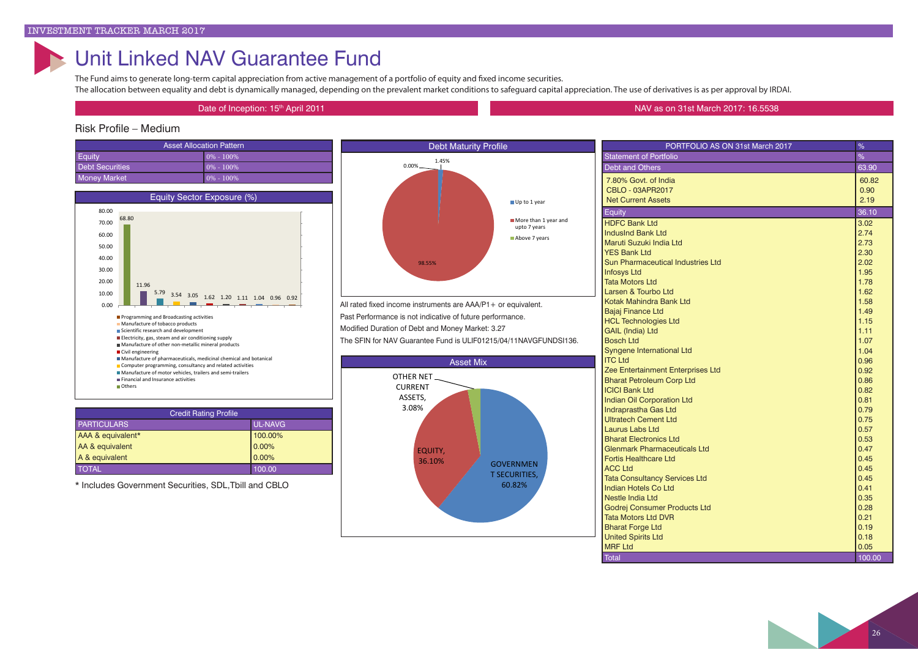# Unit Linked NAV Guarantee Fund

The Fund aims to generate long-term capital appreciation from active management of a portfolio of equity and fixed income securities.
The allocation between equality and debt is dynamically managed, depending on the prevalent market conditions to safeguard capital appreciation. The use of derivatives is as per approval by IRDAI.

Date of Inception: 15th April 2011

NAV as on 31st March 2017: 16.5538

## Risk Profile – Medium

| Asset Allocation Pattern | |
|---|---|
| Equity | 0% - 100% |
| Debt Securities | 0% - 100% |
| Money Market | 0% - 100% |

### Equity Sector Exposure (%)

| Sector | % |
|---|---|
| Others | 68.80 |
| Financial and Insurance activities | 11.96 |
| Manufacture of motor vehicles, trailers and semi-trailers | 5.79 |
| Computer programming, consultancy and related activities | 3.54 |
| Manufacture of pharmaceuticals, medicinal chemical and botanical | 3.05 |
| Civil engineering | 1.62 |
| Manufacture of other non-metallic mineral products | 1.20 |
| Electricity, gas, steam and air conditioning supply | 1.11 |
| Scientific research and development | 1.04 |
| Manufacture of tobacco products | 0.96 |
| Programming and Broadcasting activities | 0.92 |

| Credit Rating Profile | |
|---|---|
| PARTICULARS | UL-NAVG |
| AAA & equivalent* | 100.00% |
| AA & equivalent | 0.00% |
| A & equivalent | 0.00% |
| TOTAL | 100.00 |

\* Includes Government Securities, SDL,Tbill and CBLO

### Debt Maturity Profile

| Maturity | % |
|---|---|
| Up to 1 year | 1.45% |
| More than 1 year and upto 7 years | 0.00% |
| Above 7 years | 98.55% |

All rated fixed income instruments are AAA/P1+ or equivalent.

Past Performance is not indicative of future performance.

Modified Duration of Debt and Money Market: 3.27

The SFIN for NAV Guarantee Fund is ULIF01215/04/11NAVGFUNDSI136.

### Asset Mix

| Asset | % |
|---|---|
| GOVERNMENT SECURITIES | 60.82% |
| EQUITY | 36.10% |
| OTHER NET CURRENT ASSETS | 3.08% |

| PORTFOLIO AS ON 31st March 2017 | % |
|---|---|
| Statement of Portfolio | % |
| Debt and Others | 63.90 |
| 7.80% Govt. of India | 60.82 |
| CBLO - 03APR2017 | 0.90 |
| Net Current Assets | 2.19 |
| Equity | 36.10 |
| HDFC Bank Ltd | 3.02 |
| IndusInd Bank Ltd | 2.74 |
| Maruti Suzuki India Ltd | 2.73 |
| YES Bank Ltd | 2.30 |
| Sun Pharmaceutical Industries Ltd | 2.02 |
| Infosys Ltd | 1.95 |
| Tata Motors Ltd | 1.78 |
| Larsen & Tourbo Ltd | 1.62 |
| Kotak Mahindra Bank Ltd | 1.58 |
| Bajaj Finance Ltd | 1.49 |
| HCL Technologies Ltd | 1.15 |
| GAIL (India) Ltd | 1.11 |
| Bosch Ltd | 1.07 |
| Syngene International Ltd | 1.04 |
| ITC Ltd | 0.96 |
| Zee Entertainment Enterprises Ltd | 0.92 |
| Bharat Petroleum Corp Ltd | 0.86 |
| ICICI Bank Ltd | 0.82 |
| Indian Oil Corporation Ltd | 0.81 |
| Indraprastha Gas Ltd | 0.79 |
| Ultratech Cement Ltd | 0.75 |
| Laurus Labs Ltd | 0.57 |
| Bharat Electronics Ltd | 0.53 |
| Glenmark Pharmaceuticals Ltd | 0.47 |
| Fortis Healthcare Ltd | 0.45 |
| ACC Ltd | 0.45 |
| Tata Consultancy Services Ltd | 0.45 |
| Indian Hotels Co Ltd | 0.41 |
| Nestle India Ltd | 0.35 |
| Godrej Consumer Products Ltd | 0.28 |
| Tata Motors Ltd DVR | 0.21 |
| Bharat Forge Ltd | 0.19 |
| United Spirits Ltd | 0.18 |
| MRF Ltd | 0.05 |
| Total | 100.00 |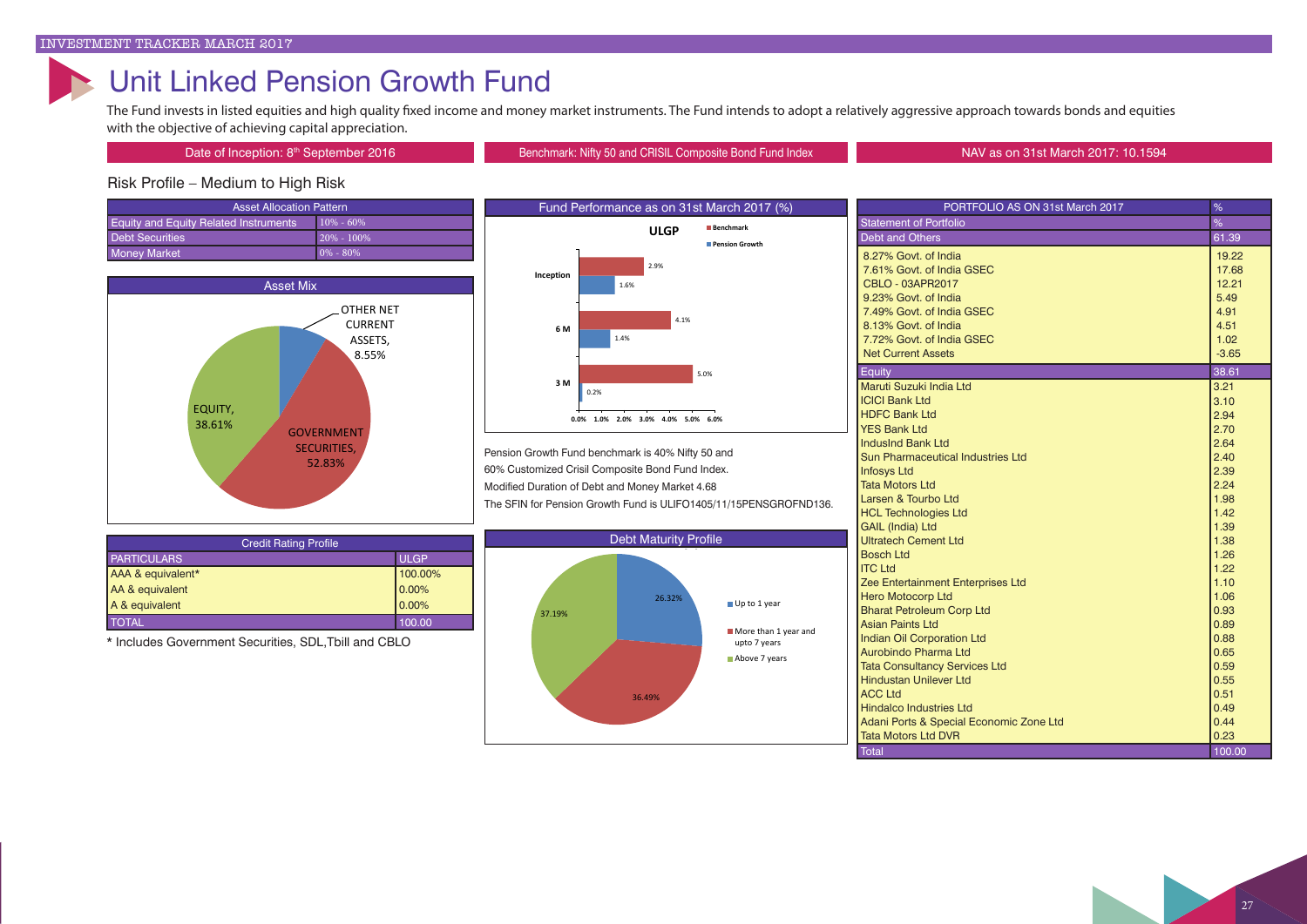# Unit Linked Pension Growth Fund

The Fund invests in listed equities and high quality fixed income and money market instruments. The Fund intends to adopt a relatively aggressive approach towards bonds and equities with the objective of achieving capital appreciation.

| Date of Inception: 8th September 2016 | Benchmark: Nifty 50 and CRISIL Composite Bond Fund Index | NAV as on 31st March 2017: 10.1594 |
|---|---|---|

Risk Profile – Medium to High Risk

| Asset Allocation Pattern | |
|---|---|
| Equity and Equity Related Instruments | 10% - 60% |
| Debt Securities | 20% - 100% |
| Money Market | 0% - 80% |

**Asset Mix**

| Asset | % |
|---|---|
| EQUITY | 38.61% |
| GOVERNMENT SECURITIES | 52.83% |
| OTHER NET CURRENT ASSETS | 8.55% |

| Credit Rating Profile | |
|---|---|
| PARTICULARS | ULGP |
| AAA & equivalent* | 100.00% |
| AA & equivalent | 0.00% |
| A & equivalent | 0.00% |
| TOTAL | 100.00 |

\* Includes Government Securities, SDL,Tbill and CBLO

**Fund Performance as on 31st March 2017 (%)**

ULGP

| Period | Benchmark | Pension Growth |
|---|---|---|
| Inception | 2.9% | 1.6% |
| 6 M | 4.1% | 1.4% |
| 3 M | 5.0% | 0.2% |

Pension Growth Fund benchmark is 40% Nifty 50 and 60% Customized Crisil Composite Bond Fund Index.

Modified Duration of Debt and Money Market 4.68

The SFIN for Pension Growth Fund is ULIFO1405/11/15PENSGROFND136.

**Debt Maturity Profile**

| Maturity | % |
|---|---|
| Up to 1 year | 26.32% |
| More than 1 year and upto 7 years | 36.49% |
| Above 7 years | 37.19% |

| PORTFOLIO AS ON 31st March 2017 | % |
|---|---|
| Statement of Portfolio | % |
| Debt and Others | 61.39 |
| 8.27% Govt. of India | 19.22 |
| 7.61% Govt. of India GSEC | 17.68 |
| CBLO - 03APR2017 | 12.21 |
| 9.23% Govt. of India | 5.49 |
| 7.49% Govt. of India GSEC | 4.91 |
| 8.13% Govt. of India | 4.51 |
| 7.72% Govt. of India GSEC | 1.02 |
| Net Current Assets | -3.65 |
| Equity | 38.61 |
| Maruti Suzuki India Ltd | 3.21 |
| ICICI Bank Ltd | 3.10 |
| HDFC Bank Ltd | 2.94 |
| YES Bank Ltd | 2.70 |
| IndusInd Bank Ltd | 2.64 |
| Sun Pharmaceutical Industries Ltd | 2.40 |
| Infosys Ltd | 2.39 |
| Tata Motors Ltd | 2.24 |
| Larsen & Tourbo Ltd | 1.98 |
| HCL Technologies Ltd | 1.42 |
| GAIL (India) Ltd | 1.39 |
| Ultratech Cement Ltd | 1.38 |
| Bosch Ltd | 1.26 |
| ITC Ltd | 1.22 |
| Zee Entertainment Enterprises Ltd | 1.10 |
| Hero Motocorp Ltd | 1.06 |
| Bharat Petroleum Corp Ltd | 0.93 |
| Asian Paints Ltd | 0.89 |
| Indian Oil Corporation Ltd | 0.88 |
| Aurobindo Pharma Ltd | 0.65 |
| Tata Consultancy Services Ltd | 0.59 |
| Hindustan Unilever Ltd | 0.55 |
| ACC Ltd | 0.51 |
| Hindalco Industries Ltd | 0.49 |
| Adani Ports & Special Economic Zone Ltd | 0.44 |
| Tata Motors Ltd DVR | 0.23 |
| Total | 100.00 |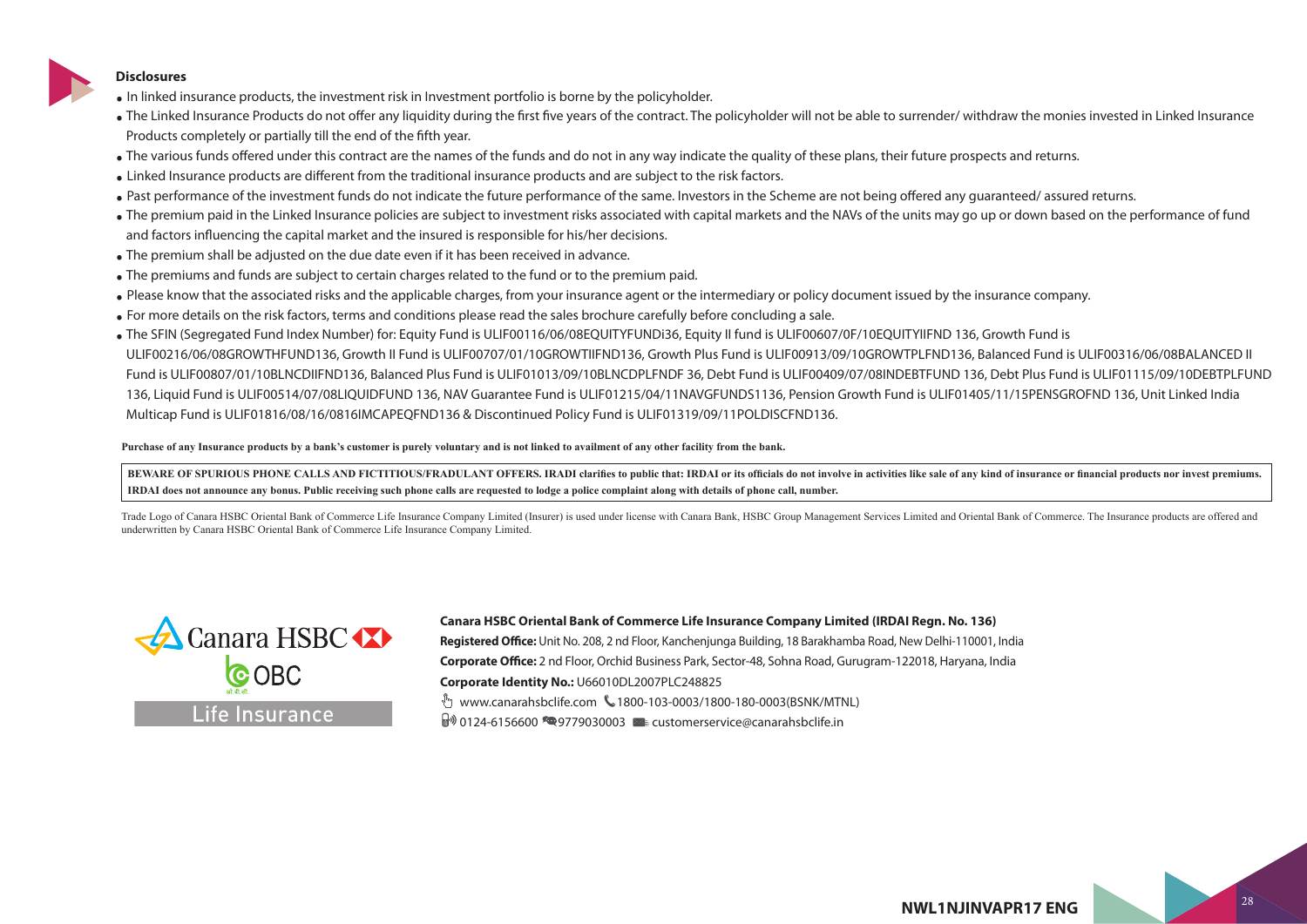**Disclosures**

- In linked insurance products, the investment risk in Investment portfolio is borne by the policyholder.
- The Linked Insurance Products do not offer any liquidity during the first five years of the contract. The policyholder will not be able to surrender/ withdraw the monies invested in Linked Insurance Products completely or partially till the end of the fifth year.
- The various funds offered under this contract are the names of the funds and do not in any way indicate the quality of these plans, their future prospects and returns.
- Linked Insurance products are different from the traditional insurance products and are subject to the risk factors.
- Past performance of the investment funds do not indicate the future performance of the same. Investors in the Scheme are not being offered any guaranteed/ assured returns.
- The premium paid in the Linked Insurance policies are subject to investment risks associated with capital markets and the NAVs of the units may go up or down based on the performance of fund and factors influencing the capital market and the insured is responsible for his/her decisions.
- The premium shall be adjusted on the due date even if it has been received in advance.
- The premiums and funds are subject to certain charges related to the fund or to the premium paid.
- Please know that the associated risks and the applicable charges, from your insurance agent or the intermediary or policy document issued by the insurance company.
- For more details on the risk factors, terms and conditions please read the sales brochure carefully before concluding a sale.
- The SFIN (Segregated Fund Index Number) for: Equity Fund is ULIF00116/06/08EQUITYFUNDi36, Equity II fund is ULIF00607/0F/10EQUITYIIFND 136, Growth Fund is ULIF00216/06/08GROWTHFUND136, Growth II Fund is ULIF00707/01/10GROWTIIFND136, Growth Plus Fund is ULIF00913/09/10GROWTPLFND136, Balanced Fund is ULIF00316/06/08BALANCED II Fund is ULIF00807/01/10BLNCDIIFND136, Balanced Plus Fund is ULIF01013/09/10BLNCDPLFNDF 36, Debt Fund is ULIF00409/07/08INDEBTFUND 136, Debt Plus Fund is ULIF01115/09/10DEBTPLFUND 136, Liquid Fund is ULIF00514/07/08LIQUIDFUND 136, NAV Guarantee Fund is ULIF01215/04/11NAVGFUNDS1136, Pension Growth Fund is ULIF01405/11/15PENSGROFND 136, Unit Linked India Multicap Fund is ULIF01816/08/16/0816IMCAPEQFND136 & Discontinued Policy Fund is ULIF01319/09/11POLDISCFND136.

**Purchase of any Insurance products by a bank's customer is purely voluntary and is not linked to availment of any other facility from the bank.**

**BEWARE OF SPURIOUS PHONE CALLS AND FICTITIOUS/FRADULANT OFFERS. IRADI clarifies to public that: IRDAI or its officials do not involve in activities like sale of any kind of insurance or financial products nor invest premiums. IRDAI does not announce any bonus. Public receiving such phone calls are requested to lodge a police complaint along with details of phone call, number.**

Trade Logo of Canara HSBC Oriental Bank of Commerce Life Insurance Company Limited (Insurer) is used under license with Canara Bank, HSBC Group Management Services Limited and Oriental Bank of Commerce. The Insurance products are offered and underwritten by Canara HSBC Oriental Bank of Commerce Life Insurance Company Limited.

Canara HSBC OBC Life Insurance

**Canara HSBC Oriental Bank of Commerce Life Insurance Company Limited (IRDAI Regn. No. 136)**
**Registered Office:** Unit No. 208, 2 nd Floor, Kanchenjunga Building, 18 Barakhamba Road, New Delhi-110001, India
**Corporate Office:** 2 nd Floor, Orchid Business Park, Sector-48, Sohna Road, Gurugram-122018, Haryana, India
**Corporate Identity No.:** U66010DL2007PLC248825
www.canarahsbclife.com 1800-103-0003/1800-180-0003(BSNK/MTNL)
0124-6156600 9779030003 customerservice@canarahsbclife.in

**NWL1NJINVAPR17 ENG**